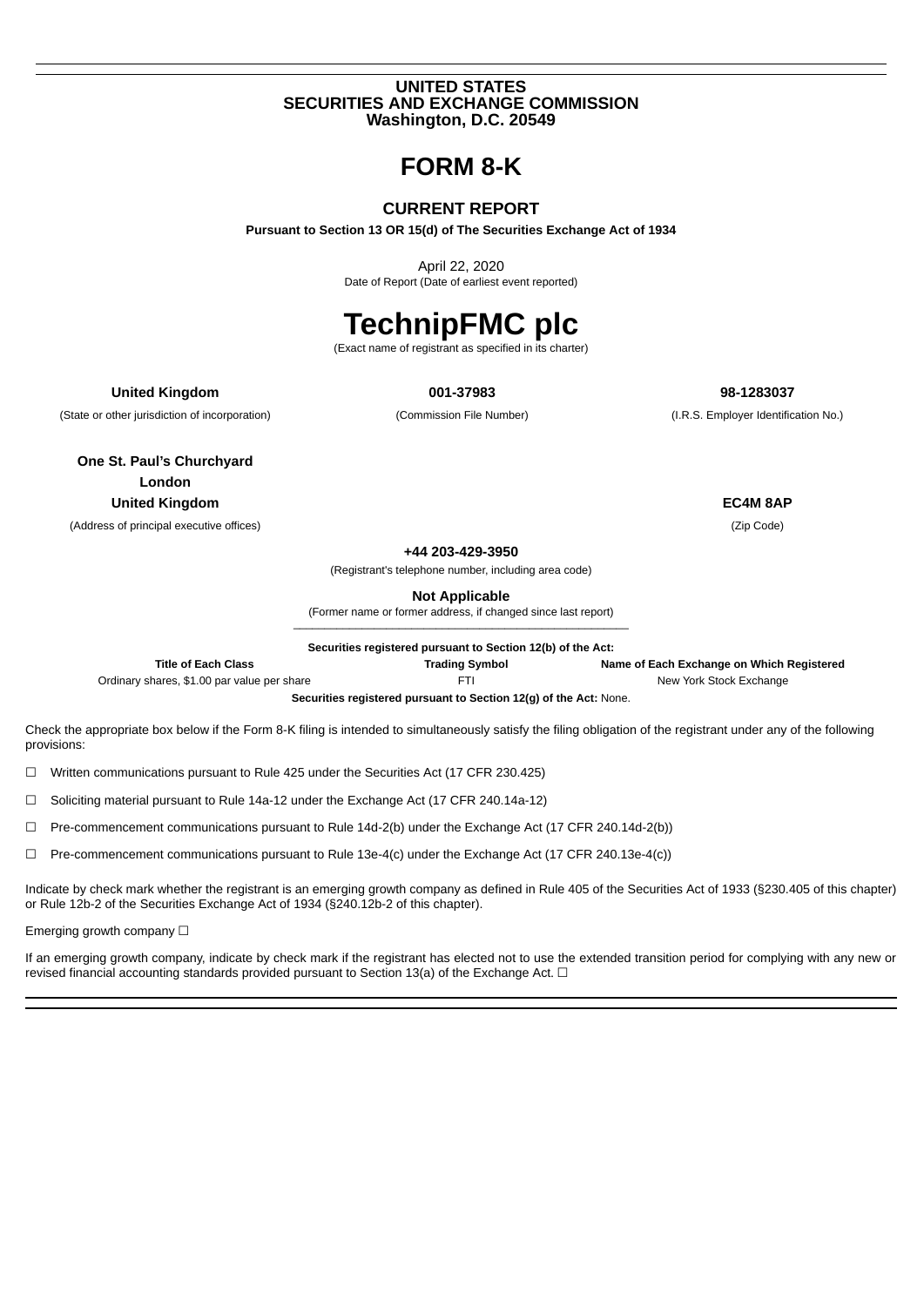**UNITED STATES**
**SECURITIES AND EXCHANGE COMMISSION**
**Washington, D.C. 20549**

# FORM 8-K

## CURRENT REPORT

**Pursuant to Section 13 OR 15(d) of The Securities Exchange Act of 1934**

April 22, 2020
Date of Report (Date of earliest event reported)

# TechnipFMC plc

(Exact name of registrant as specified in its charter)

| **United Kingdom** | **001-37983** | **98-1283037** |
|---|---|---|
| (State or other jurisdiction of incorporation) | (Commission File Number) | (I.R.S. Employer Identification No.) |

| **One St. Paul's Churchyard** | |
|---|---|
| **London** | |
| **United Kingdom** | **EC4M 8AP** |
| (Address of principal executive offices) | (Zip Code) |

**+44 203-429-3950**
(Registrant's telephone number, including area code)

**Not Applicable**
(Former name or former address, if changed since last report)

**Securities registered pursuant to Section 12(b) of the Act:**

| Title of Each Class | Trading Symbol | Name of Each Exchange on Which Registered |
|---|---|---|
| Ordinary shares, $1.00 par value per share | FTI | New York Stock Exchange |

**Securities registered pursuant to Section 12(g) of the Act:** None.

Check the appropriate box below if the Form 8-K filing is intended to simultaneously satisfy the filing obligation of the registrant under any of the following provisions:

☐ Written communications pursuant to Rule 425 under the Securities Act (17 CFR 230.425)

☐ Soliciting material pursuant to Rule 14a-12 under the Exchange Act (17 CFR 240.14a-12)

☐ Pre-commencement communications pursuant to Rule 14d-2(b) under the Exchange Act (17 CFR 240.14d-2(b))

☐ Pre-commencement communications pursuant to Rule 13e-4(c) under the Exchange Act (17 CFR 240.13e-4(c))

Indicate by check mark whether the registrant is an emerging growth company as defined in Rule 405 of the Securities Act of 1933 (§230.405 of this chapter) or Rule 12b-2 of the Securities Exchange Act of 1934 (§240.12b-2 of this chapter).

Emerging growth company ☐

If an emerging growth company, indicate by check mark if the registrant has elected not to use the extended transition period for complying with any new or revised financial accounting standards provided pursuant to Section 13(a) of the Exchange Act. ☐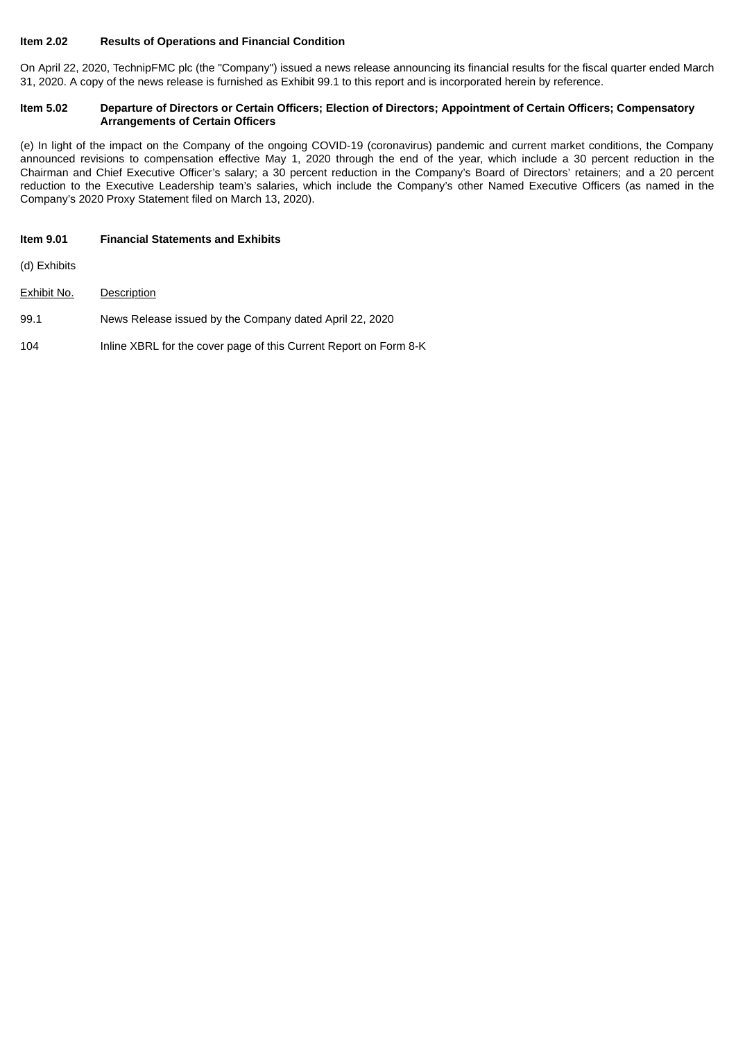**Item 2.02 Results of Operations and Financial Condition**

On April 22, 2020, TechnipFMC plc (the "Company") issued a news release announcing its financial results for the fiscal quarter ended March 31, 2020. A copy of the news release is furnished as Exhibit 99.1 to this report and is incorporated herein by reference.

**Item 5.02 Departure of Directors or Certain Officers; Election of Directors; Appointment of Certain Officers; Compensatory Arrangements of Certain Officers**

(e) In light of the impact on the Company of the ongoing COVID-19 (coronavirus) pandemic and current market conditions, the Company announced revisions to compensation effective May 1, 2020 through the end of the year, which include a 30 percent reduction in the Chairman and Chief Executive Officer's salary; a 30 percent reduction in the Company's Board of Directors' retainers; and a 20 percent reduction to the Executive Leadership team's salaries, which include the Company's other Named Executive Officers (as named in the Company's 2020 Proxy Statement filed on March 13, 2020).

**Item 9.01 Financial Statements and Exhibits**

(d) Exhibits

| Exhibit No. | Description |
|---|---|
| 99.1 | News Release issued by the Company dated April 22, 2020 |
| 104 | Inline XBRL for the cover page of this Current Report on Form 8-K |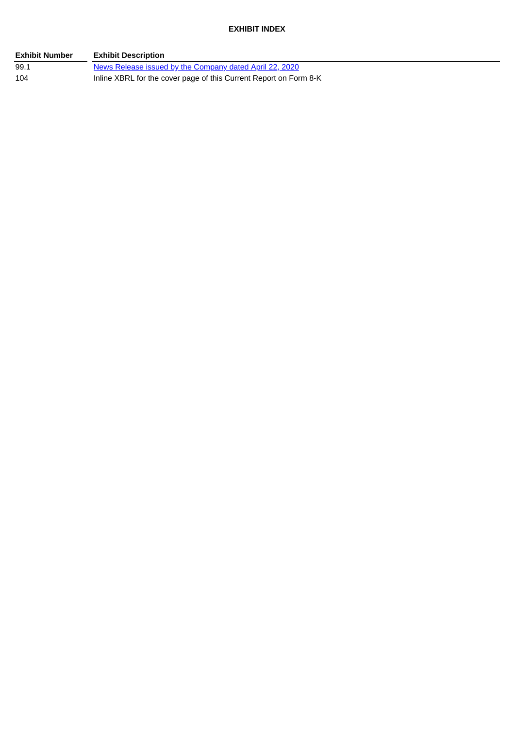**EXHIBIT INDEX**

| Exhibit Number | Exhibit Description |
| --- | --- |
| 99.1 | News Release issued by the Company dated April 22, 2020 |
| 104 | Inline XBRL for the cover page of this Current Report on Form 8-K |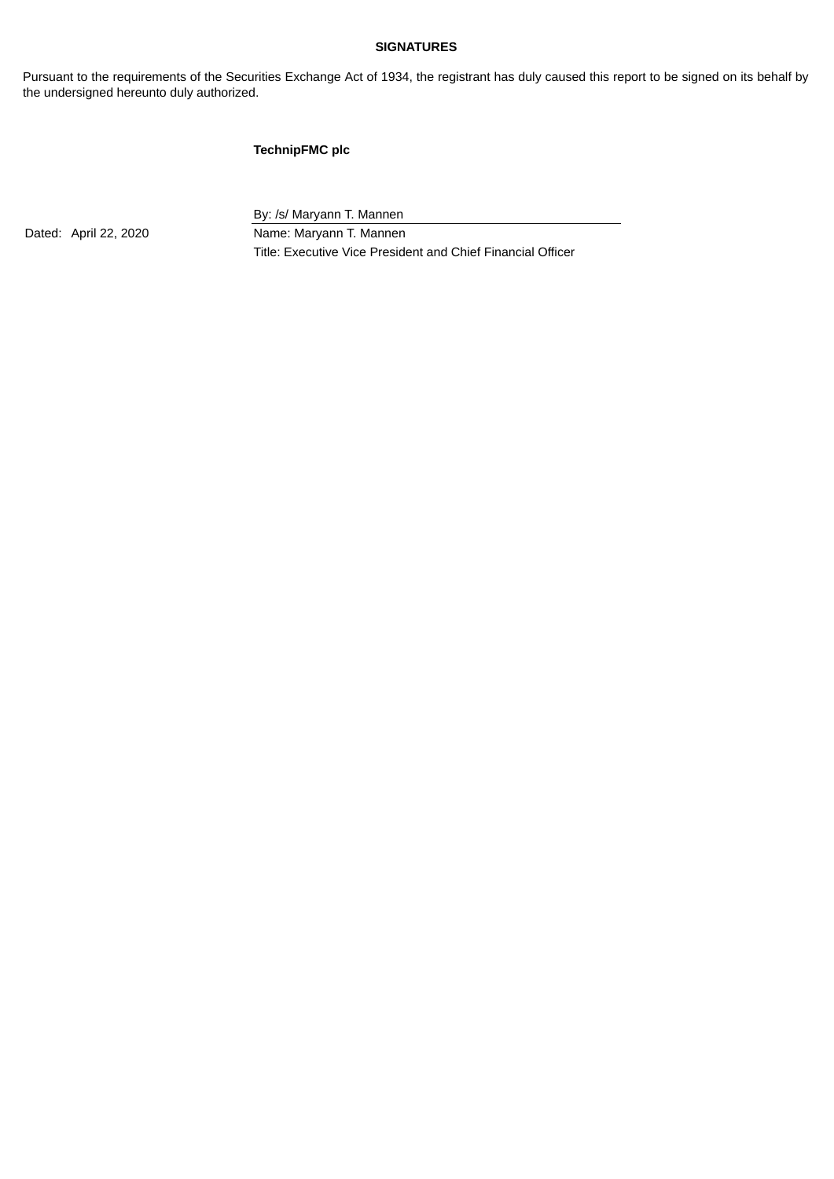**SIGNATURES**

Pursuant to the requirements of the Securities Exchange Act of 1934, the registrant has duly caused this report to be signed on its behalf by the undersigned hereunto duly authorized.

**TechnipFMC plc**

| | |
|---|---|
| | By: /s/ Maryann T. Mannen |
| Dated: April 22, 2020 | Name: Maryann T. Mannen |
| | Title: Executive Vice President and Chief Financial Officer |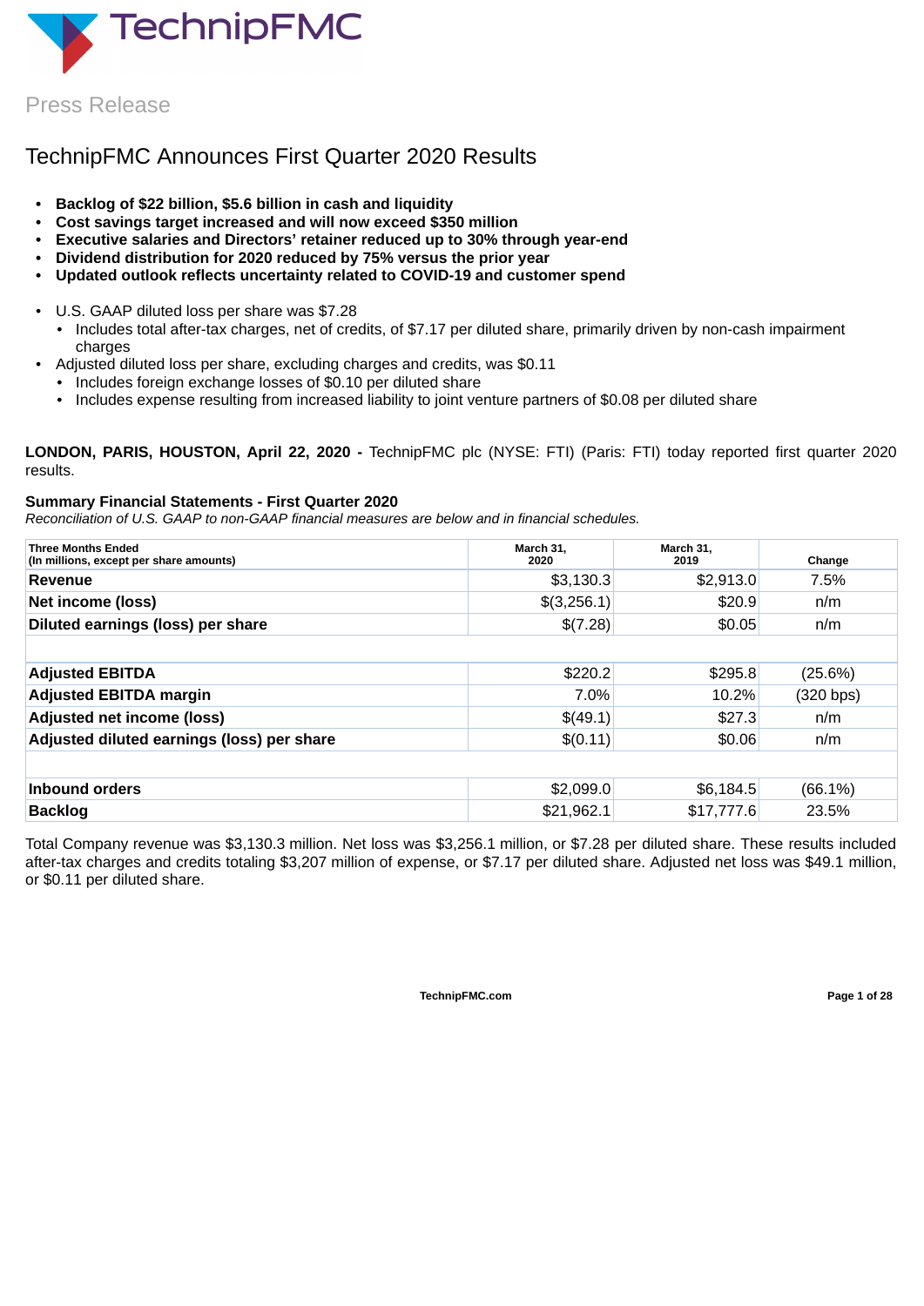Press Release

# TechnipFMC Announces First Quarter 2020 Results

- **Backlog of $22 billion, $5.6 billion in cash and liquidity**
- **Cost savings target increased and will now exceed $350 million**
- **Executive salaries and Directors' retainer reduced up to 30% through year-end**
- **Dividend distribution for 2020 reduced by 75% versus the prior year**
- **Updated outlook reflects uncertainty related to COVID-19 and customer spend**

- U.S. GAAP diluted loss per share was $7.28
  - Includes total after-tax charges, net of credits, of $7.17 per diluted share, primarily driven by non-cash impairment charges
- Adjusted diluted loss per share, excluding charges and credits, was $0.11
  - Includes foreign exchange losses of $0.10 per diluted share
  - Includes expense resulting from increased liability to joint venture partners of $0.08 per diluted share

**LONDON, PARIS, HOUSTON, April 22, 2020 -** TechnipFMC plc (NYSE: FTI) (Paris: FTI) today reported first quarter 2020 results.

### Summary Financial Statements - First Quarter 2020

*Reconciliation of U.S. GAAP to non-GAAP financial measures are below and in financial schedules.*

| Three Months Ended (In millions, except per share amounts) | March 31, 2020 | March 31, 2019 | Change |
|---|---|---|---|
| **Revenue** | $3,130.3 | $2,913.0 | 7.5% |
| **Net income (loss)** | $(3,256.1) | $20.9 | n/m |
| **Diluted earnings (loss) per share** | $(7.28) | $0.05 | n/m |
| | | | |
| **Adjusted EBITDA** | $220.2 | $295.8 | (25.6%) |
| **Adjusted EBITDA margin** | 7.0% | 10.2% | (320 bps) |
| **Adjusted net income (loss)** | $(49.1) | $27.3 | n/m |
| **Adjusted diluted earnings (loss) per share** | $(0.11) | $0.06 | n/m |
| | | | |
| **Inbound orders** | $2,099.0 | $6,184.5 | (66.1%) |
| **Backlog** | $21,962.1 | $17,777.6 | 23.5% |

Total Company revenue was $3,130.3 million. Net loss was $3,256.1 million, or $7.28 per diluted share. These results included after-tax charges and credits totaling $3,207 million of expense, or $7.17 per diluted share. Adjusted net loss was $49.1 million, or $0.11 per diluted share.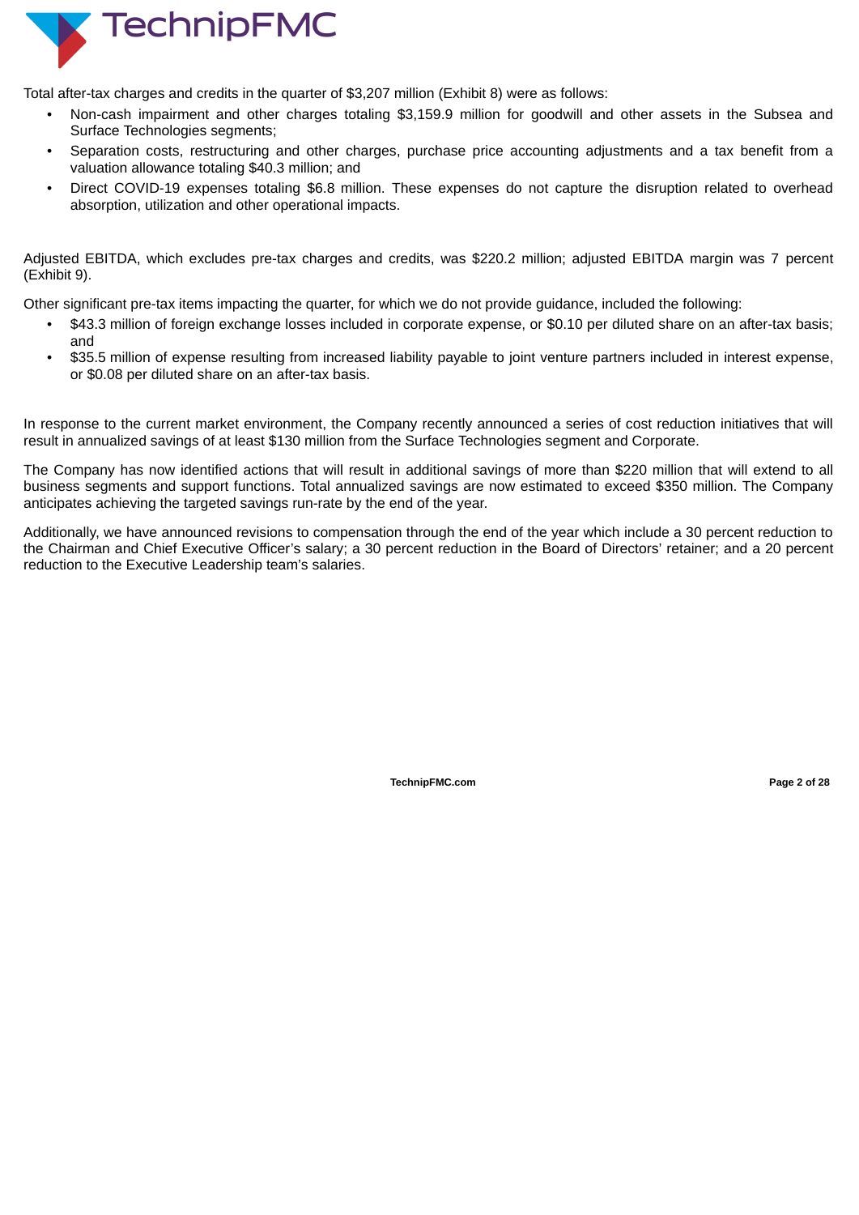Total after-tax charges and credits in the quarter of $3,207 million (Exhibit 8) were as follows:

- Non-cash impairment and other charges totaling $3,159.9 million for goodwill and other assets in the Subsea and Surface Technologies segments;
- Separation costs, restructuring and other charges, purchase price accounting adjustments and a tax benefit from a valuation allowance totaling $40.3 million; and
- Direct COVID-19 expenses totaling $6.8 million. These expenses do not capture the disruption related to overhead absorption, utilization and other operational impacts.

Adjusted EBITDA, which excludes pre-tax charges and credits, was $220.2 million; adjusted EBITDA margin was 7 percent (Exhibit 9).

Other significant pre-tax items impacting the quarter, for which we do not provide guidance, included the following:

- $43.3 million of foreign exchange losses included in corporate expense, or $0.10 per diluted share on an after-tax basis; and
- $35.5 million of expense resulting from increased liability payable to joint venture partners included in interest expense, or $0.08 per diluted share on an after-tax basis.

In response to the current market environment, the Company recently announced a series of cost reduction initiatives that will result in annualized savings of at least $130 million from the Surface Technologies segment and Corporate.

The Company has now identified actions that will result in additional savings of more than $220 million that will extend to all business segments and support functions. Total annualized savings are now estimated to exceed $350 million. The Company anticipates achieving the targeted savings run-rate by the end of the year.

Additionally, we have announced revisions to compensation through the end of the year which include a 30 percent reduction to the Chairman and Chief Executive Officer's salary; a 30 percent reduction in the Board of Directors' retainer; and a 20 percent reduction to the Executive Leadership team's salaries.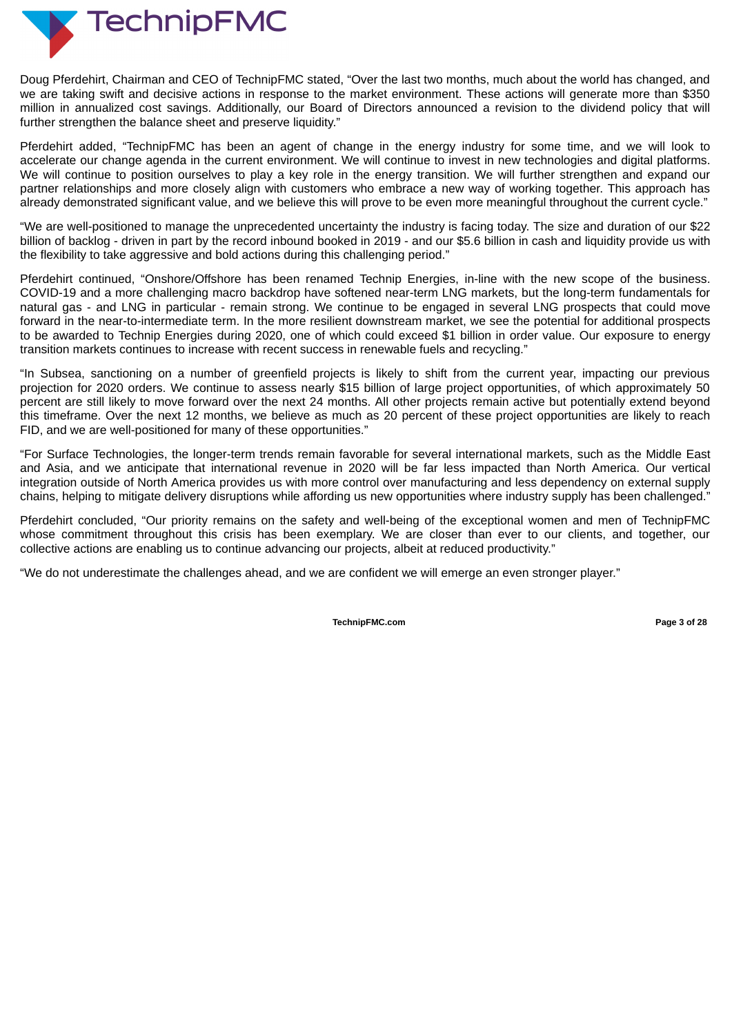Doug Pferdehirt, Chairman and CEO of TechnipFMC stated, “Over the last two months, much about the world has changed, and we are taking swift and decisive actions in response to the market environment. These actions will generate more than $350 million in annualized cost savings. Additionally, our Board of Directors announced a revision to the dividend policy that will further strengthen the balance sheet and preserve liquidity.”

Pferdehirt added, “TechnipFMC has been an agent of change in the energy industry for some time, and we will look to accelerate our change agenda in the current environment. We will continue to invest in new technologies and digital platforms. We will continue to position ourselves to play a key role in the energy transition. We will further strengthen and expand our partner relationships and more closely align with customers who embrace a new way of working together. This approach has already demonstrated significant value, and we believe this will prove to be even more meaningful throughout the current cycle.”

“We are well-positioned to manage the unprecedented uncertainty the industry is facing today. The size and duration of our $22 billion of backlog - driven in part by the record inbound booked in 2019 - and our $5.6 billion in cash and liquidity provide us with the flexibility to take aggressive and bold actions during this challenging period.”

Pferdehirt continued, “Onshore/Offshore has been renamed Technip Energies, in-line with the new scope of the business. COVID-19 and a more challenging macro backdrop have softened near-term LNG markets, but the long-term fundamentals for natural gas - and LNG in particular - remain strong. We continue to be engaged in several LNG prospects that could move forward in the near-to-intermediate term. In the more resilient downstream market, we see the potential for additional prospects to be awarded to Technip Energies during 2020, one of which could exceed $1 billion in order value. Our exposure to energy transition markets continues to increase with recent success in renewable fuels and recycling.”

“In Subsea, sanctioning on a number of greenfield projects is likely to shift from the current year, impacting our previous projection for 2020 orders. We continue to assess nearly $15 billion of large project opportunities, of which approximately 50 percent are still likely to move forward over the next 24 months. All other projects remain active but potentially extend beyond this timeframe. Over the next 12 months, we believe as much as 20 percent of these project opportunities are likely to reach FID, and we are well-positioned for many of these opportunities.”

“For Surface Technologies, the longer-term trends remain favorable for several international markets, such as the Middle East and Asia, and we anticipate that international revenue in 2020 will be far less impacted than North America. Our vertical integration outside of North America provides us with more control over manufacturing and less dependency on external supply chains, helping to mitigate delivery disruptions while affording us new opportunities where industry supply has been challenged.”

Pferdehirt concluded, “Our priority remains on the safety and well-being of the exceptional women and men of TechnipFMC whose commitment throughout this crisis has been exemplary. We are closer than ever to our clients, and together, our collective actions are enabling us to continue advancing our projects, albeit at reduced productivity.”

“We do not underestimate the challenges ahead, and we are confident we will emerge an even stronger player.”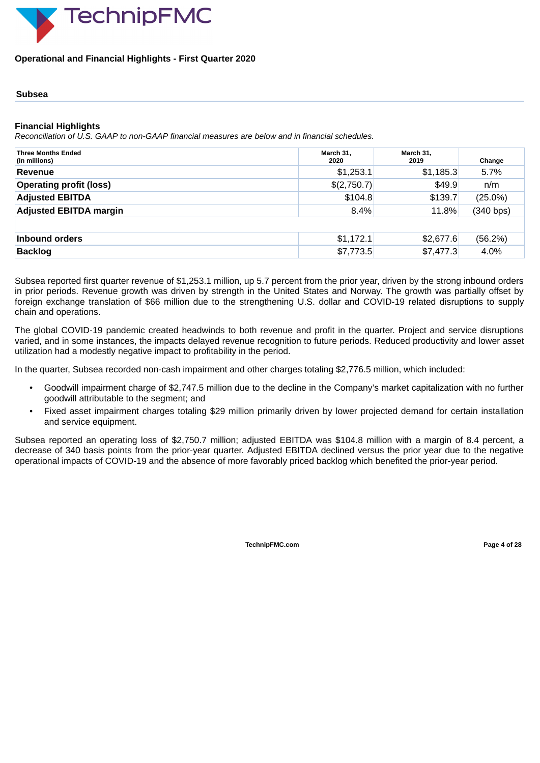## Operational and Financial Highlights - First Quarter 2020

### Subsea

#### Financial Highlights

*Reconciliation of U.S. GAAP to non-GAAP financial measures are below and in financial schedules.*

| Three Months Ended (In millions) | March 31, 2020 | March 31, 2019 | Change |
|---|---|---|---|
| **Revenue** | $1,253.1 | $1,185.3 | 5.7% |
| **Operating profit (loss)** | $(2,750.7) | $49.9 | n/m |
| **Adjusted EBITDA** | $104.8 | $139.7 | (25.0%) |
| **Adjusted EBITDA margin** | 8.4% | 11.8% | (340 bps) |
| | | | |
| **Inbound orders** | $1,172.1 | $2,677.6 | (56.2%) |
| **Backlog** | $7,773.5 | $7,477.3 | 4.0% |

Subsea reported first quarter revenue of $1,253.1 million, up 5.7 percent from the prior year, driven by the strong inbound orders in prior periods. Revenue growth was driven by strength in the United States and Norway. The growth was partially offset by foreign exchange translation of $66 million due to the strengthening U.S. dollar and COVID-19 related disruptions to supply chain and operations.

The global COVID-19 pandemic created headwinds to both revenue and profit in the quarter. Project and service disruptions varied, and in some instances, the impacts delayed revenue recognition to future periods. Reduced productivity and lower asset utilization had a modestly negative impact to profitability in the period.

In the quarter, Subsea recorded non-cash impairment and other charges totaling $2,776.5 million, which included:

- Goodwill impairment charge of $2,747.5 million due to the decline in the Company's market capitalization with no further goodwill attributable to the segment; and
- Fixed asset impairment charges totaling $29 million primarily driven by lower projected demand for certain installation and service equipment.

Subsea reported an operating loss of $2,750.7 million; adjusted EBITDA was $104.8 million with a margin of 8.4 percent, a decrease of 340 basis points from the prior-year quarter. Adjusted EBITDA declined versus the prior year due to the negative operational impacts of COVID-19 and the absence of more favorably priced backlog which benefited the prior-year period.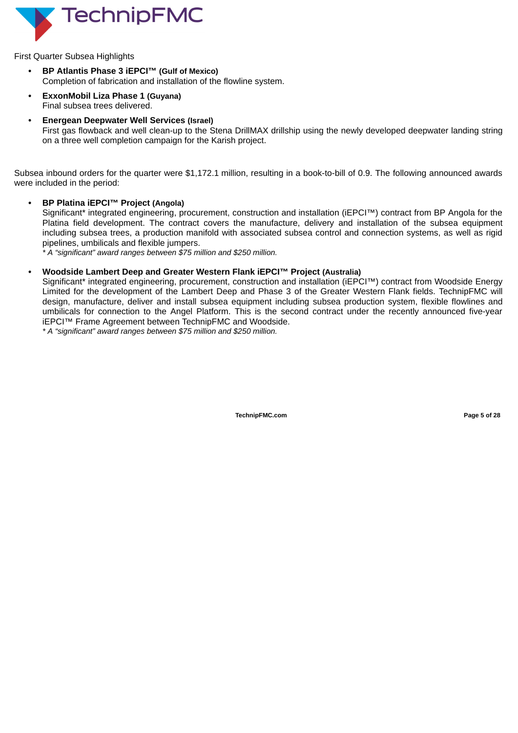First Quarter Subsea Highlights

- **BP Atlantis Phase 3 iEPCI™ (Gulf of Mexico)**
  Completion of fabrication and installation of the flowline system.
- **ExxonMobil Liza Phase 1 (Guyana)**
  Final subsea trees delivered.
- **Energean Deepwater Well Services (Israel)**
  First gas flowback and well clean-up to the Stena DrillMAX drillship using the newly developed deepwater landing string on a three well completion campaign for the Karish project.

Subsea inbound orders for the quarter were $1,172.1 million, resulting in a book-to-bill of 0.9. The following announced awards were included in the period:

- **BP Platina iEPCI™ Project (Angola)**
  Significant* integrated engineering, procurement, construction and installation (iEPCI™) contract from BP Angola for the Platina field development. The contract covers the manufacture, delivery and installation of the subsea equipment including subsea trees, a production manifold with associated subsea control and connection systems, as well as rigid pipelines, umbilicals and flexible jumpers.
  *\* A "significant" award ranges between $75 million and $250 million.*

- **Woodside Lambert Deep and Greater Western Flank iEPCI™ Project (Australia)**
  Significant* integrated engineering, procurement, construction and installation (iEPCI™) contract from Woodside Energy Limited for the development of the Lambert Deep and Phase 3 of the Greater Western Flank fields. TechnipFMC will design, manufacture, deliver and install subsea equipment including subsea production system, flexible flowlines and umbilicals for connection to the Angel Platform. This is the second contract under the recently announced five-year iEPCI™ Frame Agreement between TechnipFMC and Woodside.
  *\* A "significant" award ranges between $75 million and $250 million.*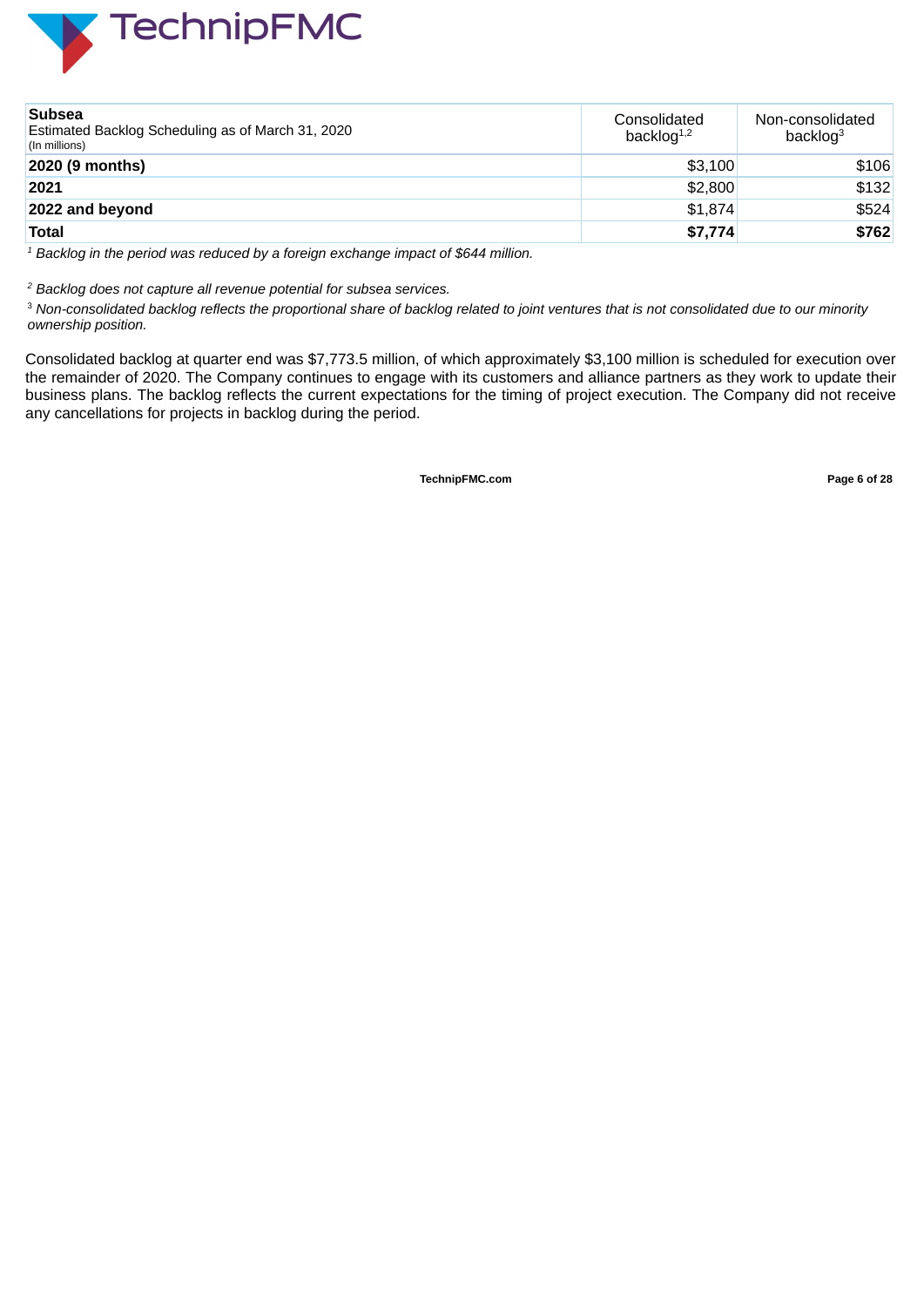| **Subsea**<br>Estimated Backlog Scheduling as of March 31, 2020<br>(In millions) | Consolidated backlog[1,2] | Non-consolidated backlog[3] |
|---|---|---|
| **2020 (9 months)** | $3,100 | $106 |
| **2021** | $2,800 | $132 |
| **2022 and beyond** | $1,874 | $524 |
| **Total** | **$7,774** | **$762** |

*[1] Backlog in the period was reduced by a foreign exchange impact of $644 million.*

*[2] Backlog does not capture all revenue potential for subsea services.*

*[3] Non-consolidated backlog reflects the proportional share of backlog related to joint ventures that is not consolidated due to our minority ownership position.*

Consolidated backlog at quarter end was $7,773.5 million, of which approximately $3,100 million is scheduled for execution over the remainder of 2020. The Company continues to engage with its customers and alliance partners as they work to update their business plans. The backlog reflects the current expectations for the timing of project execution. The Company did not receive any cancellations for projects in backlog during the period.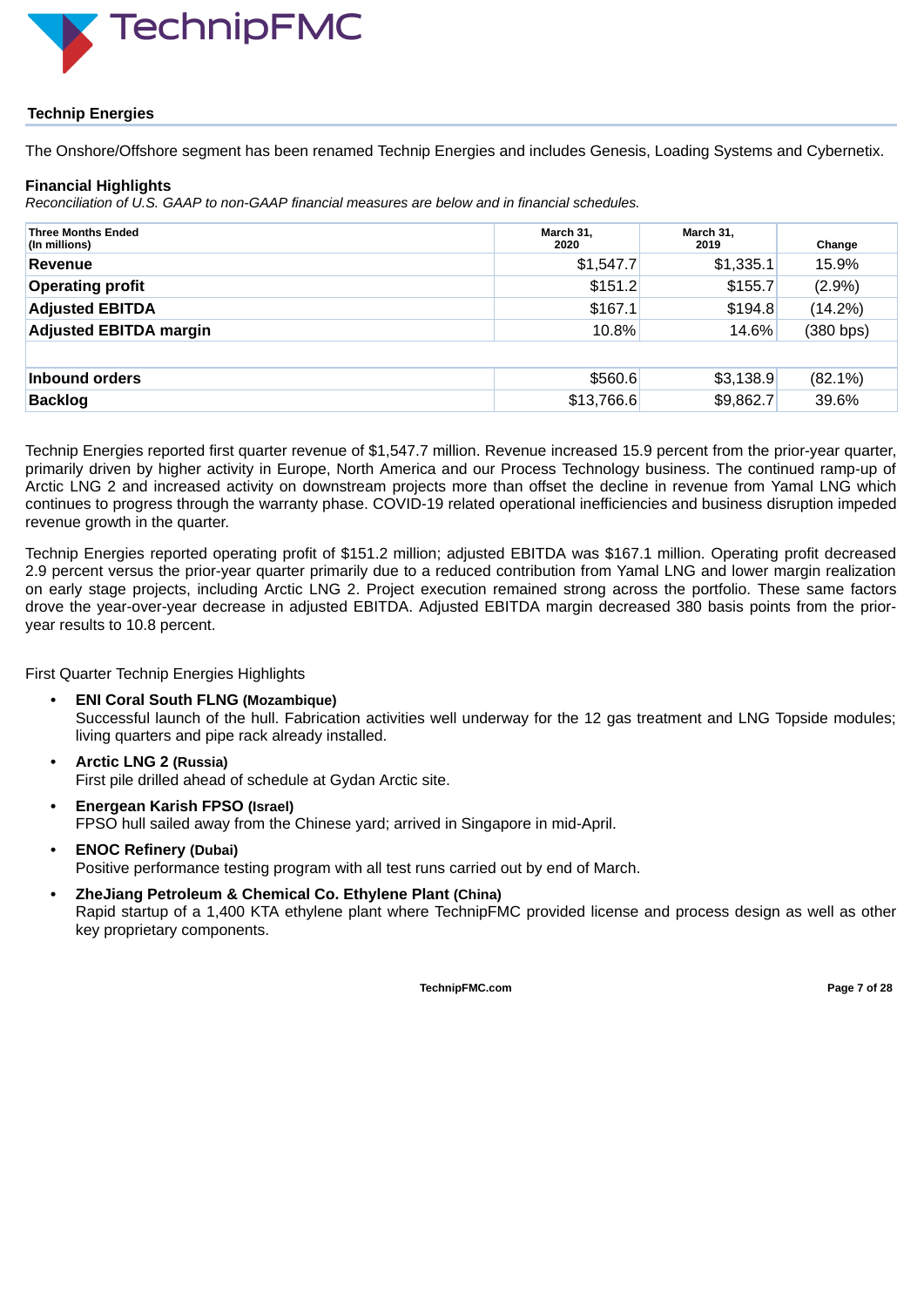## Technip Energies

The Onshore/Offshore segment has been renamed Technip Energies and includes Genesis, Loading Systems and Cybernetix.

### Financial Highlights

*Reconciliation of U.S. GAAP to non-GAAP financial measures are below and in financial schedules.*

| Three Months Ended (In millions) | March 31, 2020 | March 31, 2019 | Change |
|---|---|---|---|
| **Revenue** | $1,547.7 | $1,335.1 | 15.9% |
| **Operating profit** | $151.2 | $155.7 | (2.9%) |
| **Adjusted EBITDA** | $167.1 | $194.8 | (14.2%) |
| **Adjusted EBITDA margin** | 10.8% | 14.6% | (380 bps) |
| | | | |
| **Inbound orders** | $560.6 | $3,138.9 | (82.1%) |
| **Backlog** | $13,766.6 | $9,862.7 | 39.6% |

Technip Energies reported first quarter revenue of $1,547.7 million. Revenue increased 15.9 percent from the prior-year quarter, primarily driven by higher activity in Europe, North America and our Process Technology business. The continued ramp-up of Arctic LNG 2 and increased activity on downstream projects more than offset the decline in revenue from Yamal LNG which continues to progress through the warranty phase. COVID-19 related operational inefficiencies and business disruption impeded revenue growth in the quarter.

Technip Energies reported operating profit of $151.2 million; adjusted EBITDA was $167.1 million. Operating profit decreased 2.9 percent versus the prior-year quarter primarily due to a reduced contribution from Yamal LNG and lower margin realization on early stage projects, including Arctic LNG 2. Project execution remained strong across the portfolio. These same factors drove the year-over-year decrease in adjusted EBITDA. Adjusted EBITDA margin decreased 380 basis points from the prior-year results to 10.8 percent.

First Quarter Technip Energies Highlights

- **ENI Coral South FLNG (Mozambique)**
  Successful launch of the hull. Fabrication activities well underway for the 12 gas treatment and LNG Topside modules; living quarters and pipe rack already installed.
- **Arctic LNG 2 (Russia)**
  First pile drilled ahead of schedule at Gydan Arctic site.
- **Energean Karish FPSO (Israel)**
  FPSO hull sailed away from the Chinese yard; arrived in Singapore in mid-April.
- **ENOC Refinery (Dubai)**
  Positive performance testing program with all test runs carried out by end of March.
- **ZheJiang Petroleum & Chemical Co. Ethylene Plant (China)**
  Rapid startup of a 1,400 KTA ethylene plant where TechnipFMC provided license and process design as well as other key proprietary components.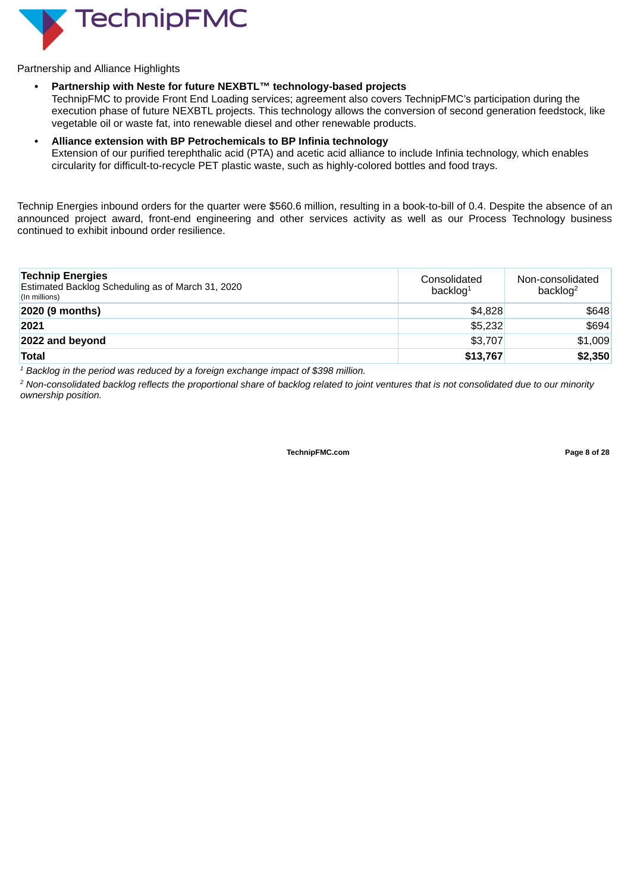Partnership and Alliance Highlights

- **Partnership with Neste for future NEXBTL™ technology-based projects**
  TechnipFMC to provide Front End Loading services; agreement also covers TechnipFMC's participation during the execution phase of future NEXBTL projects. This technology allows the conversion of second generation feedstock, like vegetable oil or waste fat, into renewable diesel and other renewable products.
- **Alliance extension with BP Petrochemicals to BP Infinia technology**
  Extension of our purified terephthalic acid (PTA) and acetic acid alliance to include Infinia technology, which enables circularity for difficult-to-recycle PET plastic waste, such as highly-colored bottles and food trays.

Technip Energies inbound orders for the quarter were $560.6 million, resulting in a book-to-bill of 0.4. Despite the absence of an announced project award, front-end engineering and other services activity as well as our Process Technology business continued to exhibit inbound order resilience.

| **Technip Energies**<br>Estimated Backlog Scheduling as of March 31, 2020<br>(In millions) | Consolidated backlog[1] | Non-consolidated backlog[2] |
|---|---|---|
| **2020 (9 months)** | $4,828 | $648 |
| **2021** | $5,232 | $694 |
| **2022 and beyond** | $3,707 | $1,009 |
| **Total** | **$13,767** | **$2,350** |

[1] *Backlog in the period was reduced by a foreign exchange impact of $398 million.*

[2] *Non-consolidated backlog reflects the proportional share of backlog related to joint ventures that is not consolidated due to our minority ownership position.*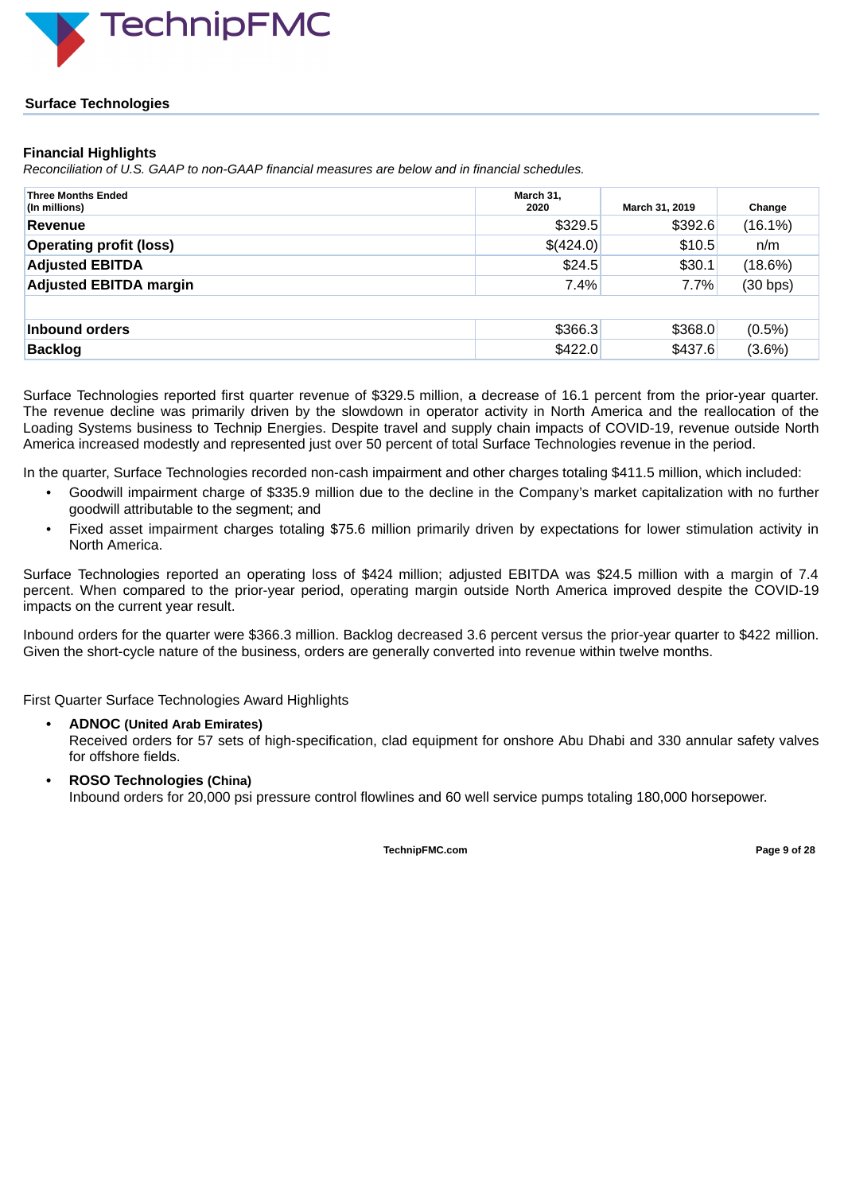## Surface Technologies

### Financial Highlights

*Reconciliation of U.S. GAAP to non-GAAP financial measures are below and in financial schedules.*

| Three Months Ended (In millions) | March 31, 2020 | March 31, 2019 | Change |
|---|---|---|---|
| **Revenue** | $329.5 | $392.6 | (16.1%) |
| **Operating profit (loss)** | $(424.0) | $10.5 | n/m |
| **Adjusted EBITDA** | $24.5 | $30.1 | (18.6%) |
| **Adjusted EBITDA margin** | 7.4% | 7.7% | (30 bps) |
| | | | |
| **Inbound orders** | $366.3 | $368.0 | (0.5%) |
| **Backlog** | $422.0 | $437.6 | (3.6%) |

Surface Technologies reported first quarter revenue of $329.5 million, a decrease of 16.1 percent from the prior-year quarter. The revenue decline was primarily driven by the slowdown in operator activity in North America and the reallocation of the Loading Systems business to Technip Energies. Despite travel and supply chain impacts of COVID-19, revenue outside North America increased modestly and represented just over 50 percent of total Surface Technologies revenue in the period.

In the quarter, Surface Technologies recorded non-cash impairment and other charges totaling $411.5 million, which included:

- Goodwill impairment charge of $335.9 million due to the decline in the Company's market capitalization with no further goodwill attributable to the segment; and
- Fixed asset impairment charges totaling $75.6 million primarily driven by expectations for lower stimulation activity in North America.

Surface Technologies reported an operating loss of $424 million; adjusted EBITDA was $24.5 million with a margin of 7.4 percent. When compared to the prior-year period, operating margin outside North America improved despite the COVID-19 impacts on the current year result.

Inbound orders for the quarter were $366.3 million. Backlog decreased 3.6 percent versus the prior-year quarter to $422 million. Given the short-cycle nature of the business, orders are generally converted into revenue within twelve months.

First Quarter Surface Technologies Award Highlights

- **ADNOC (United Arab Emirates)**
  Received orders for 57 sets of high-specification, clad equipment for onshore Abu Dhabi and 330 annular safety valves for offshore fields.
- **ROSO Technologies (China)**
  Inbound orders for 20,000 psi pressure control flowlines and 60 well service pumps totaling 180,000 horsepower.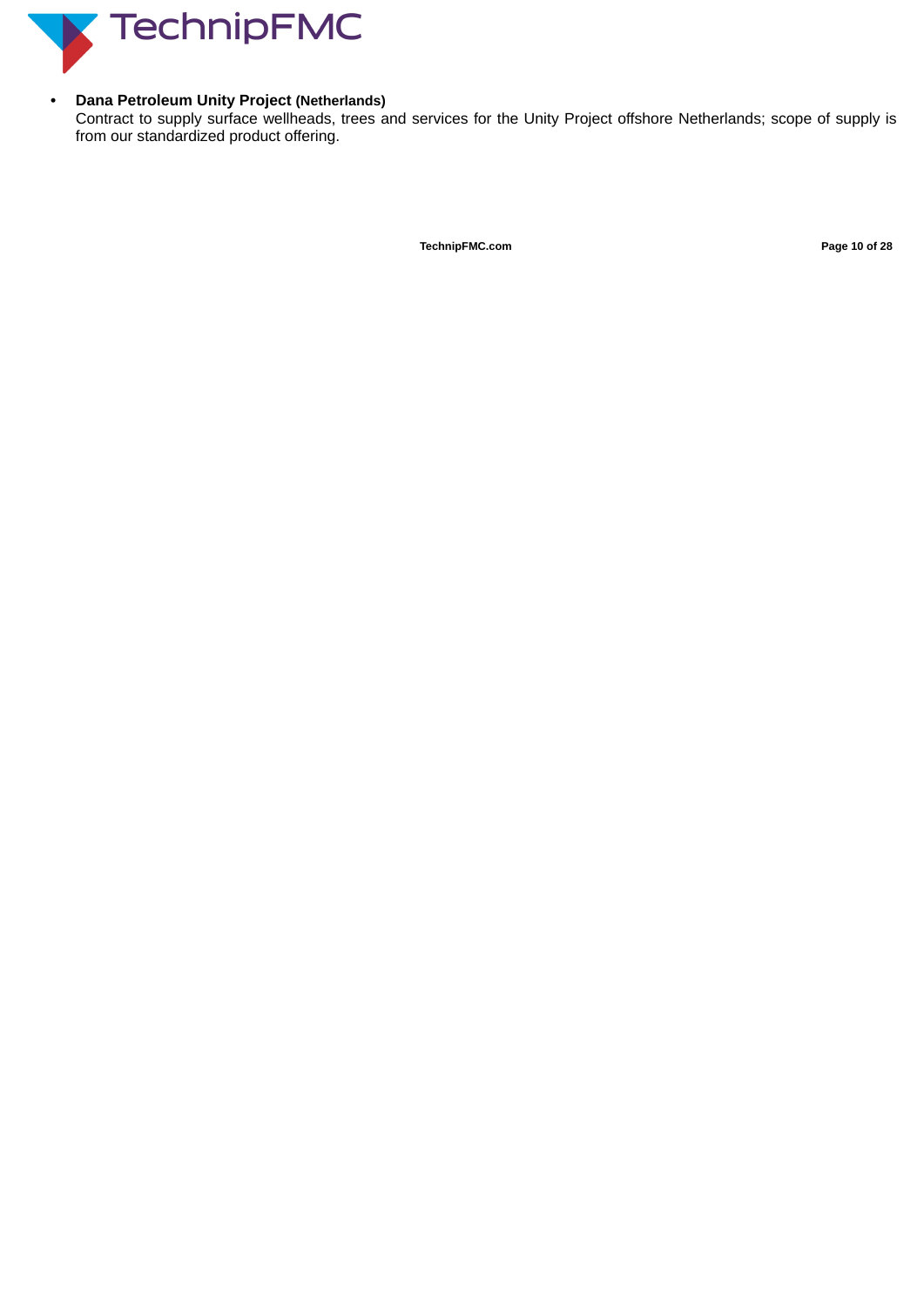- **Dana Petroleum Unity Project (Netherlands)**
  Contract to supply surface wellheads, trees and services for the Unity Project offshore Netherlands; scope of supply is from our standardized product offering.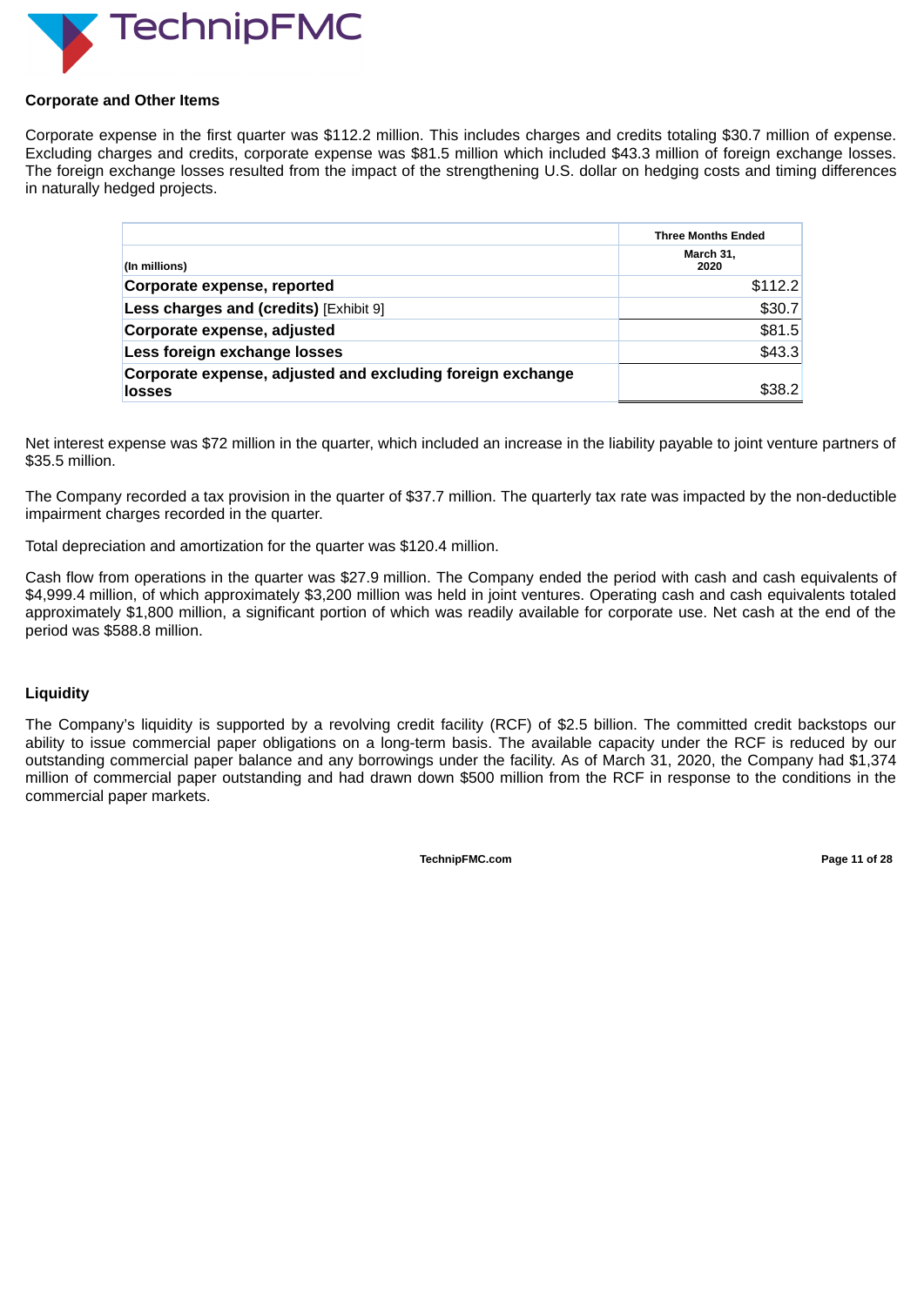### Corporate and Other Items

Corporate expense in the first quarter was $112.2 million. This includes charges and credits totaling $30.7 million of expense. Excluding charges and credits, corporate expense was $81.5 million which included $43.3 million of foreign exchange losses. The foreign exchange losses resulted from the impact of the strengthening U.S. dollar on hedging costs and timing differences in naturally hedged projects.

| (In millions) | Three Months Ended March 31, 2020 |
|---|---|
| **Corporate expense, reported** | $112.2 |
| **Less charges and (credits)** [Exhibit 9] | $30.7 |
| **Corporate expense, adjusted** | $81.5 |
| **Less foreign exchange losses** | $43.3 |
| **Corporate expense, adjusted and excluding foreign exchange losses** | $38.2 |

Net interest expense was $72 million in the quarter, which included an increase in the liability payable to joint venture partners of $35.5 million.

The Company recorded a tax provision in the quarter of $37.7 million. The quarterly tax rate was impacted by the non-deductible impairment charges recorded in the quarter.

Total depreciation and amortization for the quarter was $120.4 million.

Cash flow from operations in the quarter was $27.9 million. The Company ended the period with cash and cash equivalents of $4,999.4 million, of which approximately $3,200 million was held in joint ventures. Operating cash and cash equivalents totaled approximately $1,800 million, a significant portion of which was readily available for corporate use. Net cash at the end of the period was $588.8 million.

### Liquidity

The Company's liquidity is supported by a revolving credit facility (RCF) of $2.5 billion. The committed credit backstops our ability to issue commercial paper obligations on a long-term basis. The available capacity under the RCF is reduced by our outstanding commercial paper balance and any borrowings under the facility. As of March 31, 2020, the Company had $1,374 million of commercial paper outstanding and had drawn down $500 million from the RCF in response to the conditions in the commercial paper markets.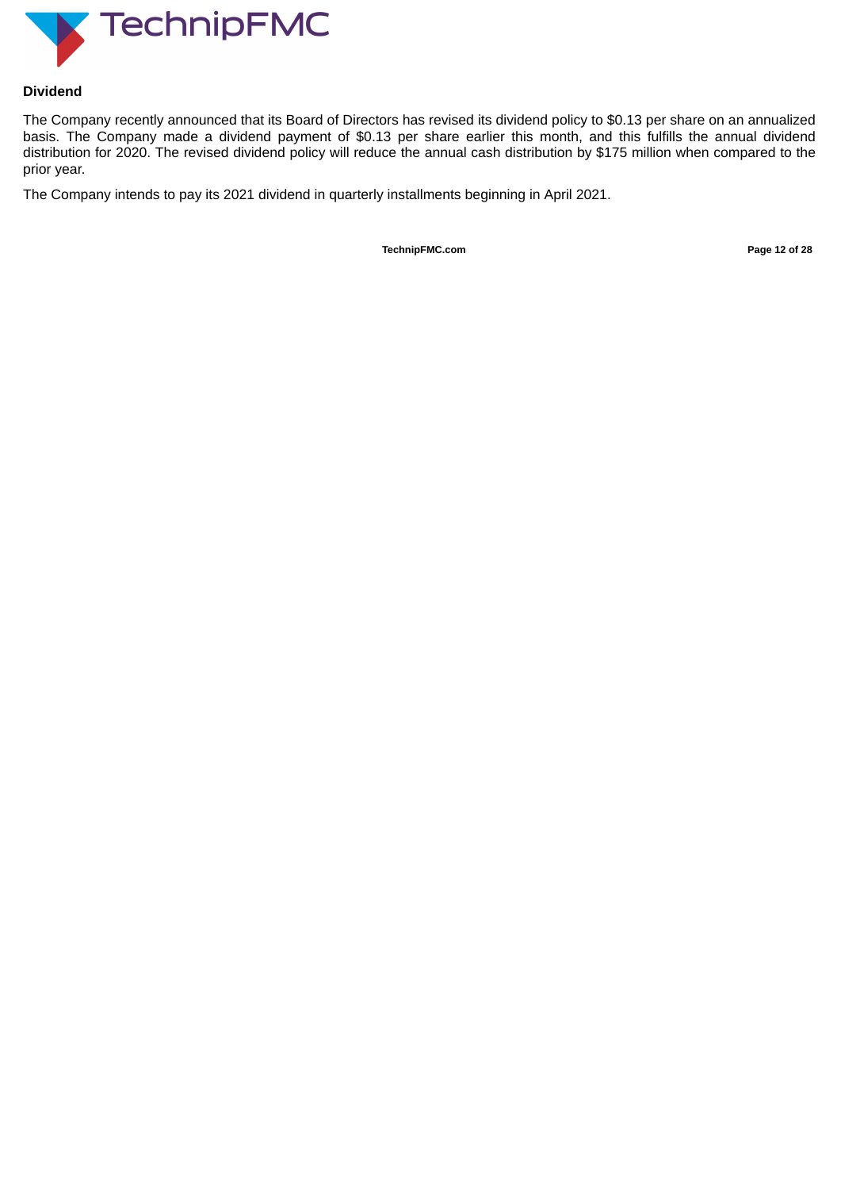## Dividend

The Company recently announced that its Board of Directors has revised its dividend policy to $0.13 per share on an annualized basis. The Company made a dividend payment of $0.13 per share earlier this month, and this fulfills the annual dividend distribution for 2020. The revised dividend policy will reduce the annual cash distribution by $175 million when compared to the prior year.

The Company intends to pay its 2021 dividend in quarterly installments beginning in April 2021.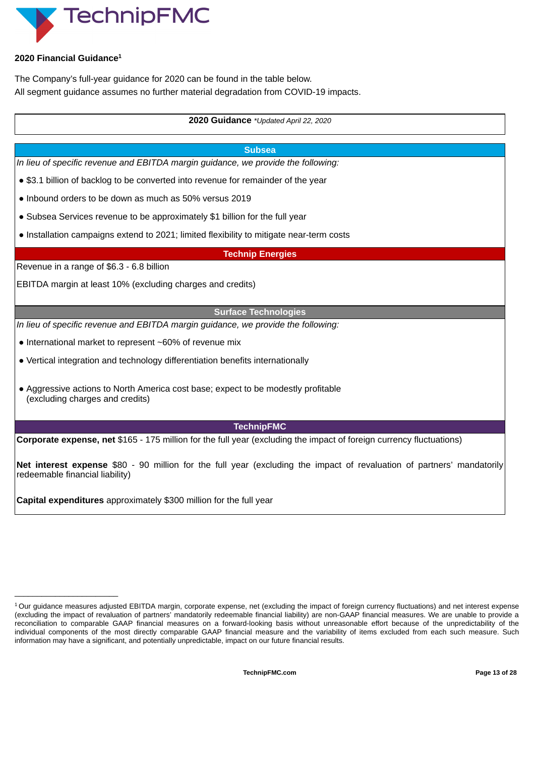## 2020 Financial Guidance[1]

The Company's full-year guidance for 2020 can be found in the table below.
All segment guidance assumes no further material degradation from COVID-19 impacts.

**2020 Guidance** *\*Updated April 22, 2020*

**Subsea**

*In lieu of specific revenue and EBITDA margin guidance, we provide the following:*

- $3.1 billion of backlog to be converted into revenue for remainder of the year
- Inbound orders to be down as much as 50% versus 2019
- Subsea Services revenue to be approximately $1 billion for the full year
- Installation campaigns extend to 2021; limited flexibility to mitigate near-term costs

**Technip Energies**

Revenue in a range of $6.3 - 6.8 billion

EBITDA margin at least 10% (excluding charges and credits)

**Surface Technologies**

*In lieu of specific revenue and EBITDA margin guidance, we provide the following:*

- International market to represent ~60% of revenue mix
- Vertical integration and technology differentiation benefits internationally
- Aggressive actions to North America cost base; expect to be modestly profitable (excluding charges and credits)

**TechnipFMC**

**Corporate expense, net** $165 - 175 million for the full year (excluding the impact of foreign currency fluctuations)

**Net interest expense** $80 - 90 million for the full year (excluding the impact of revaluation of partners' mandatorily redeemable financial liability)

**Capital expenditures** approximately $300 million for the full year

---

[1] Our guidance measures adjusted EBITDA margin, corporate expense, net (excluding the impact of foreign currency fluctuations) and net interest expense (excluding the impact of revaluation of partners' mandatorily redeemable financial liability) are non-GAAP financial measures. We are unable to provide a reconciliation to comparable GAAP financial measures on a forward-looking basis without unreasonable effort because of the unpredictability of the individual components of the most directly comparable GAAP financial measure and the variability of items excluded from each such measure. Such information may have a significant, and potentially unpredictable, impact on our future financial results.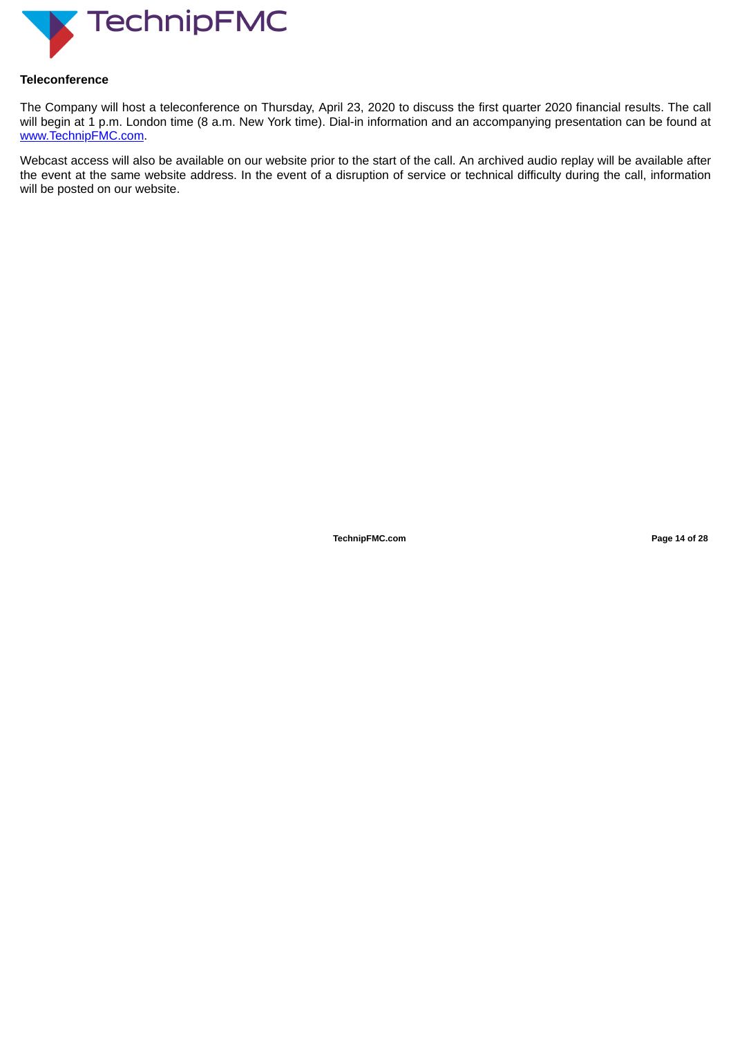**Teleconference**

The Company will host a teleconference on Thursday, April 23, 2020 to discuss the first quarter 2020 financial results. The call will begin at 1 p.m. London time (8 a.m. New York time). Dial-in information and an accompanying presentation can be found at [www.TechnipFMC.com](http://www.TechnipFMC.com).

Webcast access will also be available on our website prior to the start of the call. An archived audio replay will be available after the event at the same website address. In the event of a disruption of service or technical difficulty during the call, information will be posted on our website.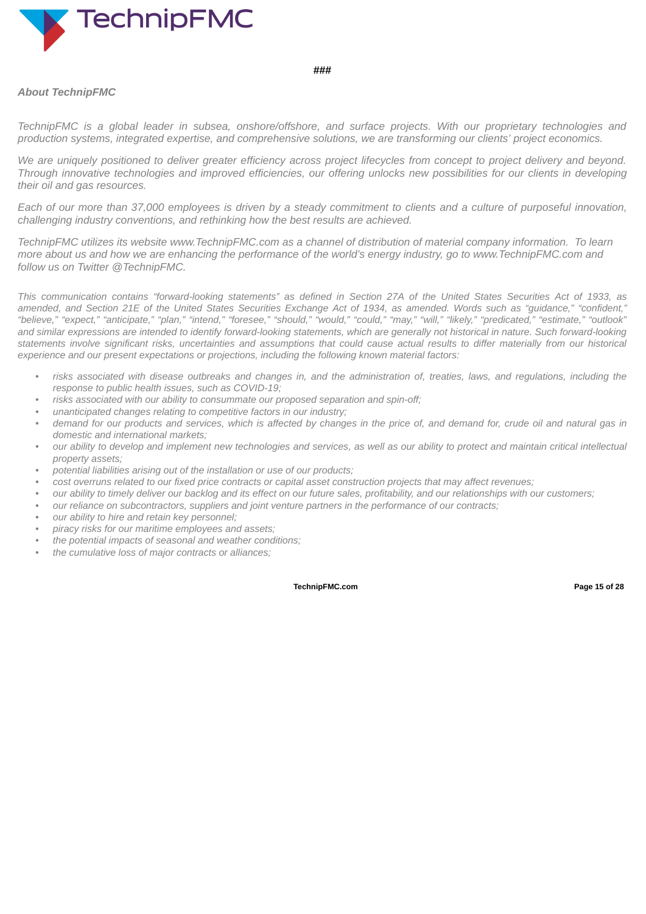###

***About TechnipFMC***

*TechnipFMC is a global leader in subsea, onshore/offshore, and surface projects. With our proprietary technologies and production systems, integrated expertise, and comprehensive solutions, we are transforming our clients' project economics.*

*We are uniquely positioned to deliver greater efficiency across project lifecycles from concept to project delivery and beyond. Through innovative technologies and improved efficiencies, our offering unlocks new possibilities for our clients in developing their oil and gas resources.*

*Each of our more than 37,000 employees is driven by a steady commitment to clients and a culture of purposeful innovation, challenging industry conventions, and rethinking how the best results are achieved.*

*TechnipFMC utilizes its website www.TechnipFMC.com as a channel of distribution of material company information. To learn more about us and how we are enhancing the performance of the world's energy industry, go to www.TechnipFMC.com and follow us on Twitter @TechnipFMC.*

*This communication contains "forward-looking statements" as defined in Section 27A of the United States Securities Act of 1933, as amended, and Section 21E of the United States Securities Exchange Act of 1934, as amended. Words such as "guidance," "confident," "believe," "expect," "anticipate," "plan," "intend," "foresee," "should," "would," "could," "may," "will," "likely," "predicated," "estimate," "outlook" and similar expressions are intended to identify forward-looking statements, which are generally not historical in nature. Such forward-looking statements involve significant risks, uncertainties and assumptions that could cause actual results to differ materially from our historical experience and our present expectations or projections, including the following known material factors:*

- *risks associated with disease outbreaks and changes in, and the administration of, treaties, laws, and regulations, including the response to public health issues, such as COVID-19;*
- *risks associated with our ability to consummate our proposed separation and spin-off;*
- *unanticipated changes relating to competitive factors in our industry;*
- *demand for our products and services, which is affected by changes in the price of, and demand for, crude oil and natural gas in domestic and international markets;*
- *our ability to develop and implement new technologies and services, as well as our ability to protect and maintain critical intellectual property assets;*
- *potential liabilities arising out of the installation or use of our products;*
- *cost overruns related to our fixed price contracts or capital asset construction projects that may affect revenues;*
- *our ability to timely deliver our backlog and its effect on our future sales, profitability, and our relationships with our customers;*
- *our reliance on subcontractors, suppliers and joint venture partners in the performance of our contracts;*
- *our ability to hire and retain key personnel;*
- *piracy risks for our maritime employees and assets;*
- *the potential impacts of seasonal and weather conditions;*
- *the cumulative loss of major contracts or alliances;*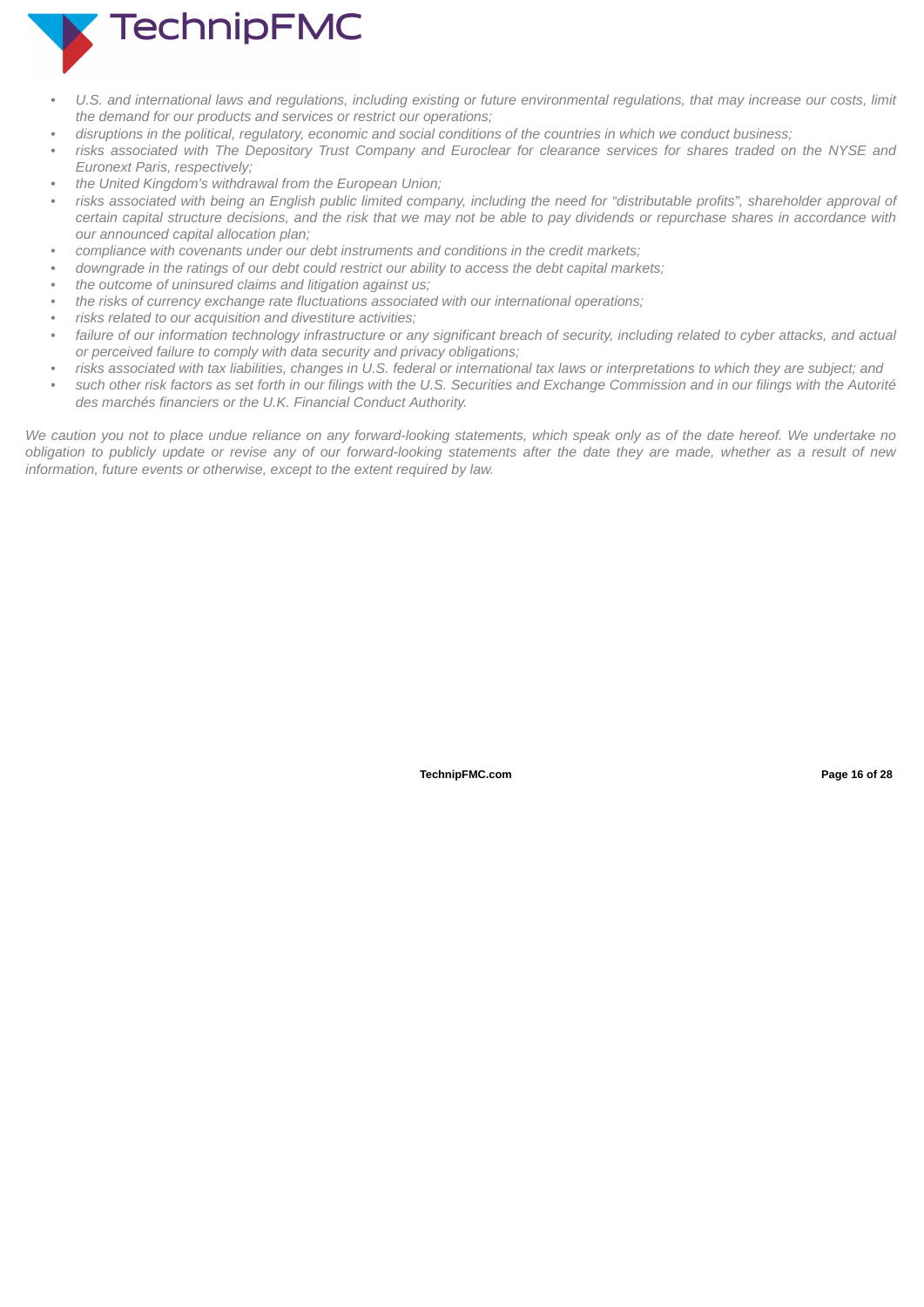- *U.S. and international laws and regulations, including existing or future environmental regulations, that may increase our costs, limit the demand for our products and services or restrict our operations;*
- *disruptions in the political, regulatory, economic and social conditions of the countries in which we conduct business;*
- *risks associated with The Depository Trust Company and Euroclear for clearance services for shares traded on the NYSE and Euronext Paris, respectively;*
- *the United Kingdom's withdrawal from the European Union;*
- *risks associated with being an English public limited company, including the need for "distributable profits", shareholder approval of certain capital structure decisions, and the risk that we may not be able to pay dividends or repurchase shares in accordance with our announced capital allocation plan;*
- *compliance with covenants under our debt instruments and conditions in the credit markets;*
- *downgrade in the ratings of our debt could restrict our ability to access the debt capital markets;*
- *the outcome of uninsured claims and litigation against us;*
- *the risks of currency exchange rate fluctuations associated with our international operations;*
- *risks related to our acquisition and divestiture activities;*
- *failure of our information technology infrastructure or any significant breach of security, including related to cyber attacks, and actual or perceived failure to comply with data security and privacy obligations;*
- *risks associated with tax liabilities, changes in U.S. federal or international tax laws or interpretations to which they are subject; and*
- *such other risk factors as set forth in our filings with the U.S. Securities and Exchange Commission and in our filings with the Autorité des marchés financiers or the U.K. Financial Conduct Authority.*

*We caution you not to place undue reliance on any forward-looking statements, which speak only as of the date hereof. We undertake no obligation to publicly update or revise any of our forward-looking statements after the date they are made, whether as a result of new information, future events or otherwise, except to the extent required by law.*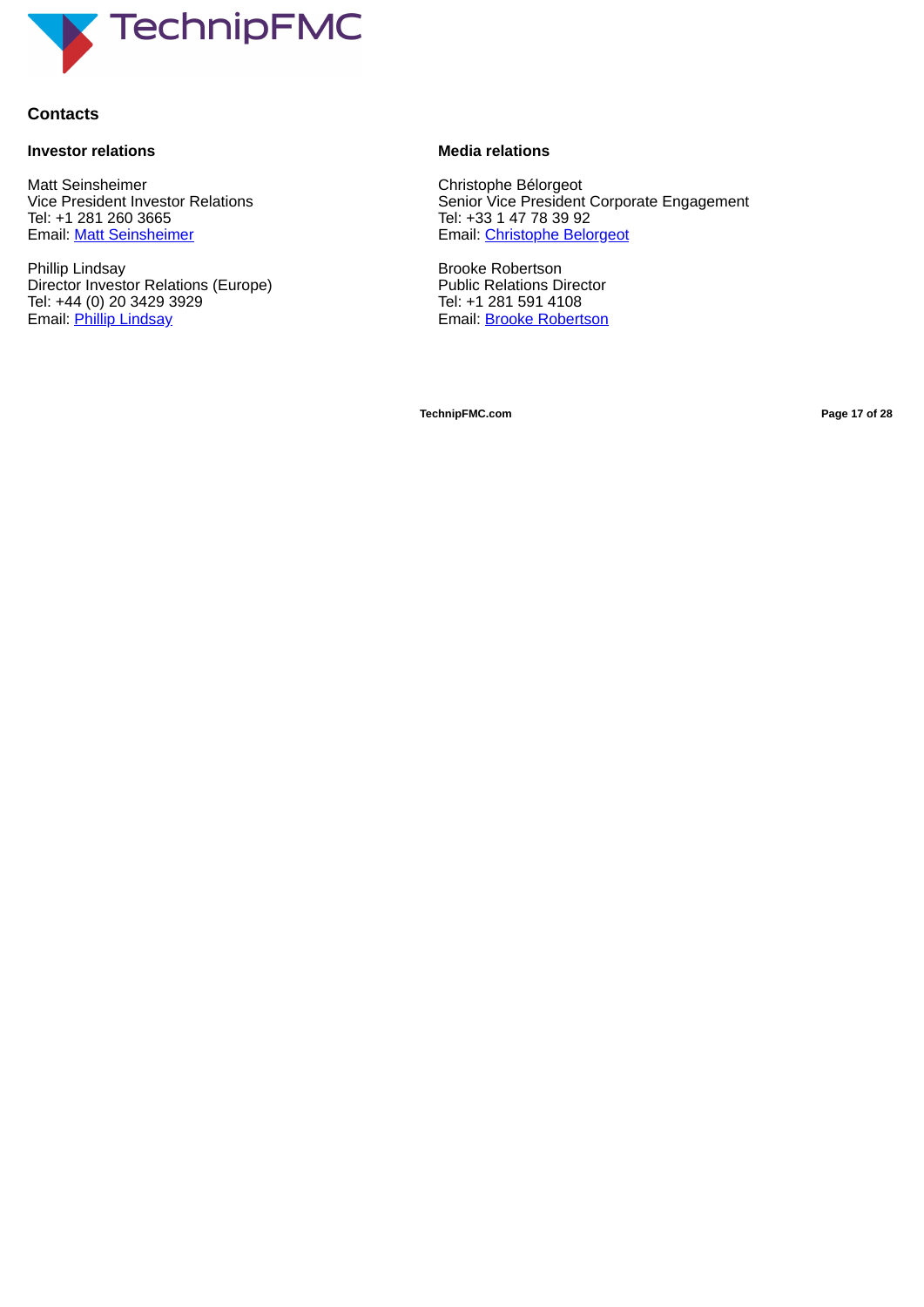## Contacts

### Investor relations

Matt Seinsheimer
Vice President Investor Relations
Tel: +1 281 260 3665
Email: Matt Seinsheimer

Phillip Lindsay
Director Investor Relations (Europe)
Tel: +44 (0) 20 3429 3929
Email: Phillip Lindsay

### Media relations

Christophe Bélorgeot
Senior Vice President Corporate Engagement
Tel: +33 1 47 78 39 92
Email: Christophe Belorgeot

Brooke Robertson
Public Relations Director
Tel: +1 281 591 4108
Email: Brooke Robertson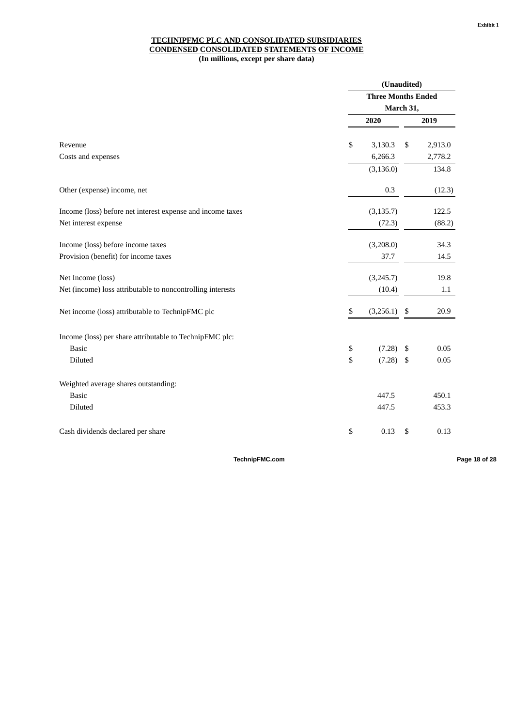**TECHNIPFMC PLC AND CONSOLIDATED SUBSIDIARIES**
**CONDENSED CONSOLIDATED STATEMENTS OF INCOME**
**(In millions, except per share data)**

| | (Unaudited) | |
|---|---|---|
| | Three Months Ended March 31, | |
| | 2020 | 2019 |
| Revenue | $ 3,130.3 | $ 2,913.0 |
| Costs and expenses | 6,266.3 | 2,778.2 |
| | (3,136.0) | 134.8 |
| Other (expense) income, net | 0.3 | (12.3) |
| Income (loss) before net interest expense and income taxes | (3,135.7) | 122.5 |
| Net interest expense | (72.3) | (88.2) |
| Income (loss) before income taxes | (3,208.0) | 34.3 |
| Provision (benefit) for income taxes | 37.7 | 14.5 |
| Net Income (loss) | (3,245.7) | 19.8 |
| Net (income) loss attributable to noncontrolling interests | (10.4) | 1.1 |
| Net income (loss) attributable to TechnipFMC plc | $ (3,256.1) | $ 20.9 |
| Income (loss) per share attributable to TechnipFMC plc: | | |
| Basic | $ (7.28) | $ 0.05 |
| Diluted | $ (7.28) | $ 0.05 |
| Weighted average shares outstanding: | | |
| Basic | 447.5 | 450.1 |
| Diluted | 447.5 | 453.3 |
| Cash dividends declared per share | $ 0.13 | $ 0.13 |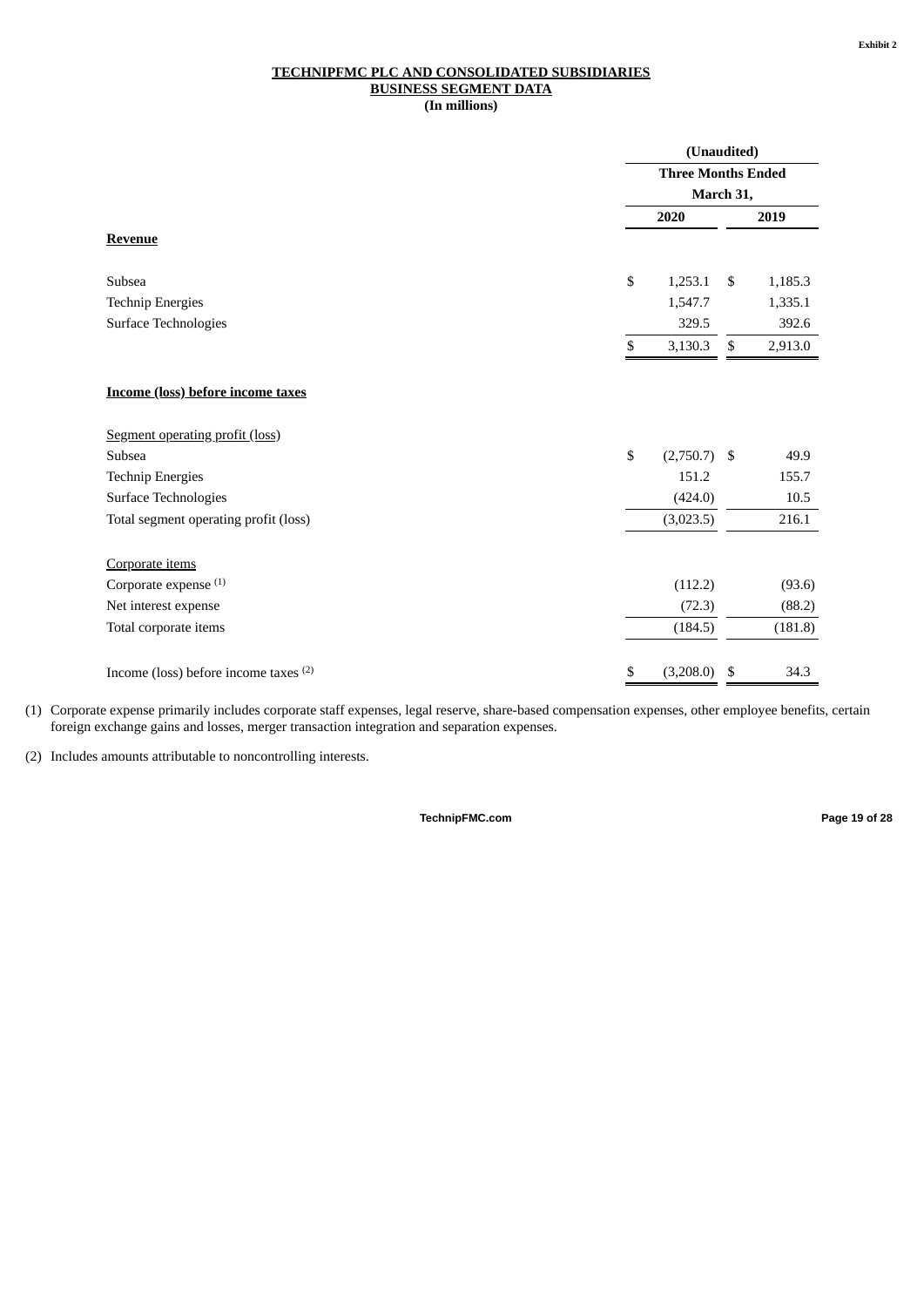**Exhibit 2**

# TECHNIPFMC PLC AND CONSOLIDATED SUBSIDIARIES
## BUSINESS SEGMENT DATA
**(In millions)**

| | (Unaudited) | |
|---|---|---|
| | Three Months Ended March 31, | |
| | 2020 | 2019 |
| **Revenue** | | |
| Subsea | $ 1,253.1 | $ 1,185.3 |
| Technip Energies | 1,547.7 | 1,335.1 |
| Surface Technologies | 329.5 | 392.6 |
| | $ 3,130.3 | $ 2,913.0 |
| **Income (loss) before income taxes** | | |
| Segment operating profit (loss) | | |
| Subsea | $ (2,750.7) | $ 49.9 |
| Technip Energies | 151.2 | 155.7 |
| Surface Technologies | (424.0) | 10.5 |
| Total segment operating profit (loss) | (3,023.5) | 216.1 |
| Corporate items | | |
| Corporate expense [(1)] | (112.2) | (93.6) |
| Net interest expense | (72.3) | (88.2) |
| Total corporate items | (184.5) | (181.8) |
| Income (loss) before income taxes [(2)] | $ (3,208.0) | $ 34.3 |

(1) Corporate expense primarily includes corporate staff expenses, legal reserve, share-based compensation expenses, other employee benefits, certain foreign exchange gains and losses, merger transaction integration and separation expenses.

(2) Includes amounts attributable to noncontrolling interests.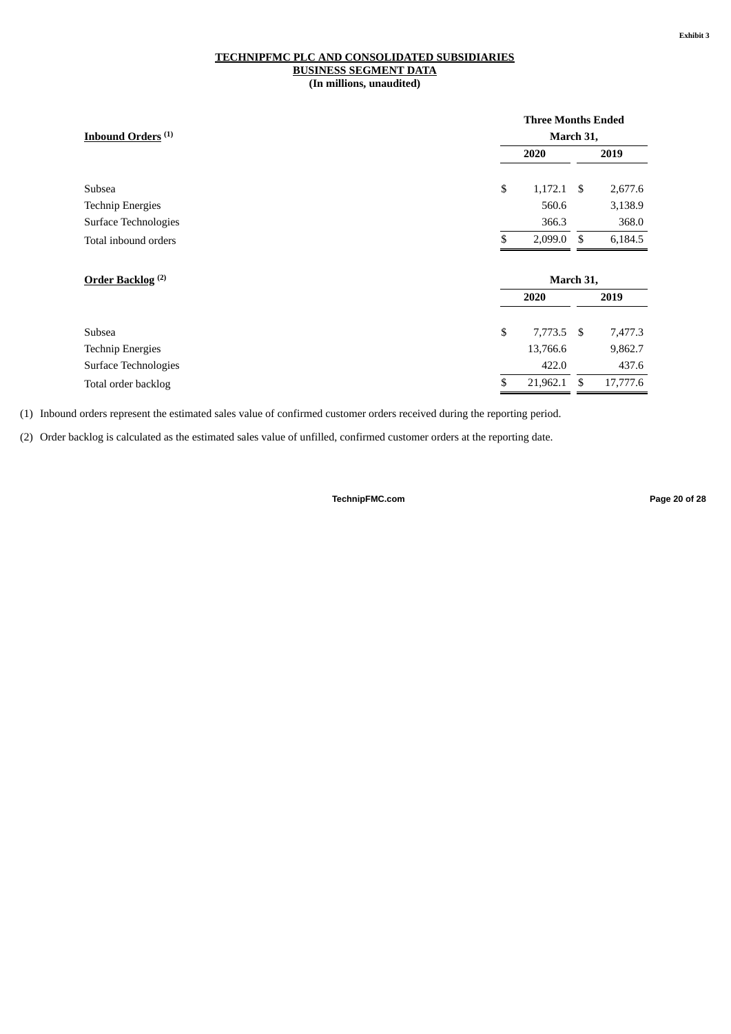Exhibit 3

**TECHNIPFMC PLC AND CONSOLIDATED SUBSIDIARIES**
**BUSINESS SEGMENT DATA**
**(In millions, unaudited)**

| **Inbound Orders** [(1)] | **Three Months Ended March 31,** | |
|---|---|---|
| | **2020** | **2019** |
| Subsea | $ 1,172.1 | $ 2,677.6 |
| Technip Energies | 560.6 | 3,138.9 |
| Surface Technologies | 366.3 | 368.0 |
| Total inbound orders | $ 2,099.0 | $ 6,184.5 |

| **Order Backlog** [(2)] | **March 31,** | |
|---|---|---|
| | **2020** | **2019** |
| Subsea | $ 7,773.5 | $ 7,477.3 |
| Technip Energies | 13,766.6 | 9,862.7 |
| Surface Technologies | 422.0 | 437.6 |
| Total order backlog | $ 21,962.1 | $ 17,777.6 |

(1) Inbound orders represent the estimated sales value of confirmed customer orders received during the reporting period.

(2) Order backlog is calculated as the estimated sales value of unfilled, confirmed customer orders at the reporting date.

TechnipFMC.com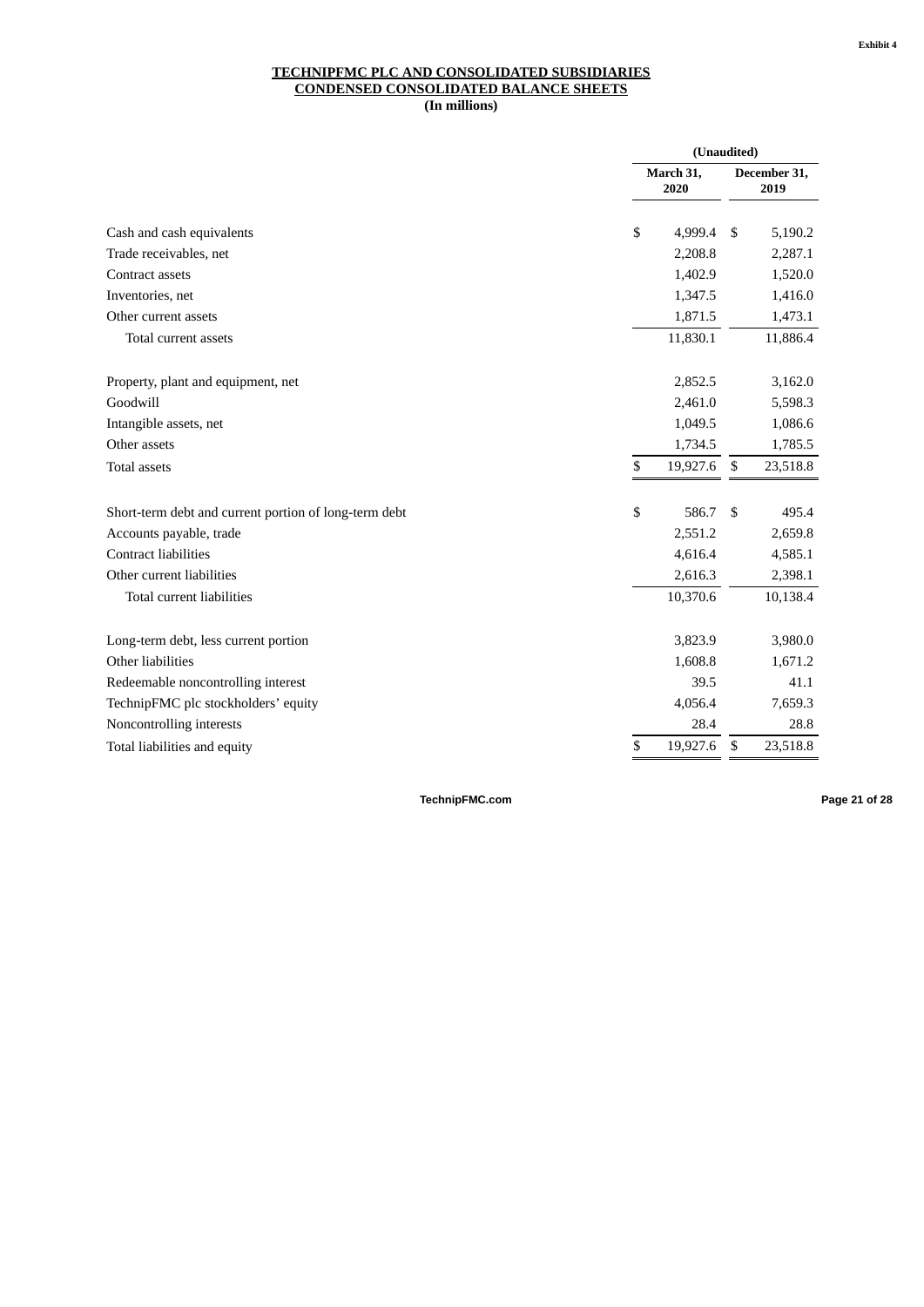Exhibit 4

**TECHNIPFMC PLC AND CONSOLIDATED SUBSIDIARIES**
**CONDENSED CONSOLIDATED BALANCE SHEETS**
**(In millions)**

| | (Unaudited) | |
|---|---|---|
| | March 31, 2020 | December 31, 2019 |
| Cash and cash equivalents | $ 4,999.4 | $ 5,190.2 |
| Trade receivables, net | 2,208.8 | 2,287.1 |
| Contract assets | 1,402.9 | 1,520.0 |
| Inventories, net | 1,347.5 | 1,416.0 |
| Other current assets | 1,871.5 | 1,473.1 |
| Total current assets | 11,830.1 | 11,886.4 |
| | | |
| Property, plant and equipment, net | 2,852.5 | 3,162.0 |
| Goodwill | 2,461.0 | 5,598.3 |
| Intangible assets, net | 1,049.5 | 1,086.6 |
| Other assets | 1,734.5 | 1,785.5 |
| Total assets | $ 19,927.6 | $ 23,518.8 |
| | | |
| Short-term debt and current portion of long-term debt | $ 586.7 | $ 495.4 |
| Accounts payable, trade | 2,551.2 | 2,659.8 |
| Contract liabilities | 4,616.4 | 4,585.1 |
| Other current liabilities | 2,616.3 | 2,398.1 |
| Total current liabilities | 10,370.6 | 10,138.4 |
| | | |
| Long-term debt, less current portion | 3,823.9 | 3,980.0 |
| Other liabilities | 1,608.8 | 1,671.2 |
| Redeemable noncontrolling interest | 39.5 | 41.1 |
| TechnipFMC plc stockholders' equity | 4,056.4 | 7,659.3 |
| Noncontrolling interests | 28.4 | 28.8 |
| Total liabilities and equity | $ 19,927.6 | $ 23,518.8 |

TechnipFMC.com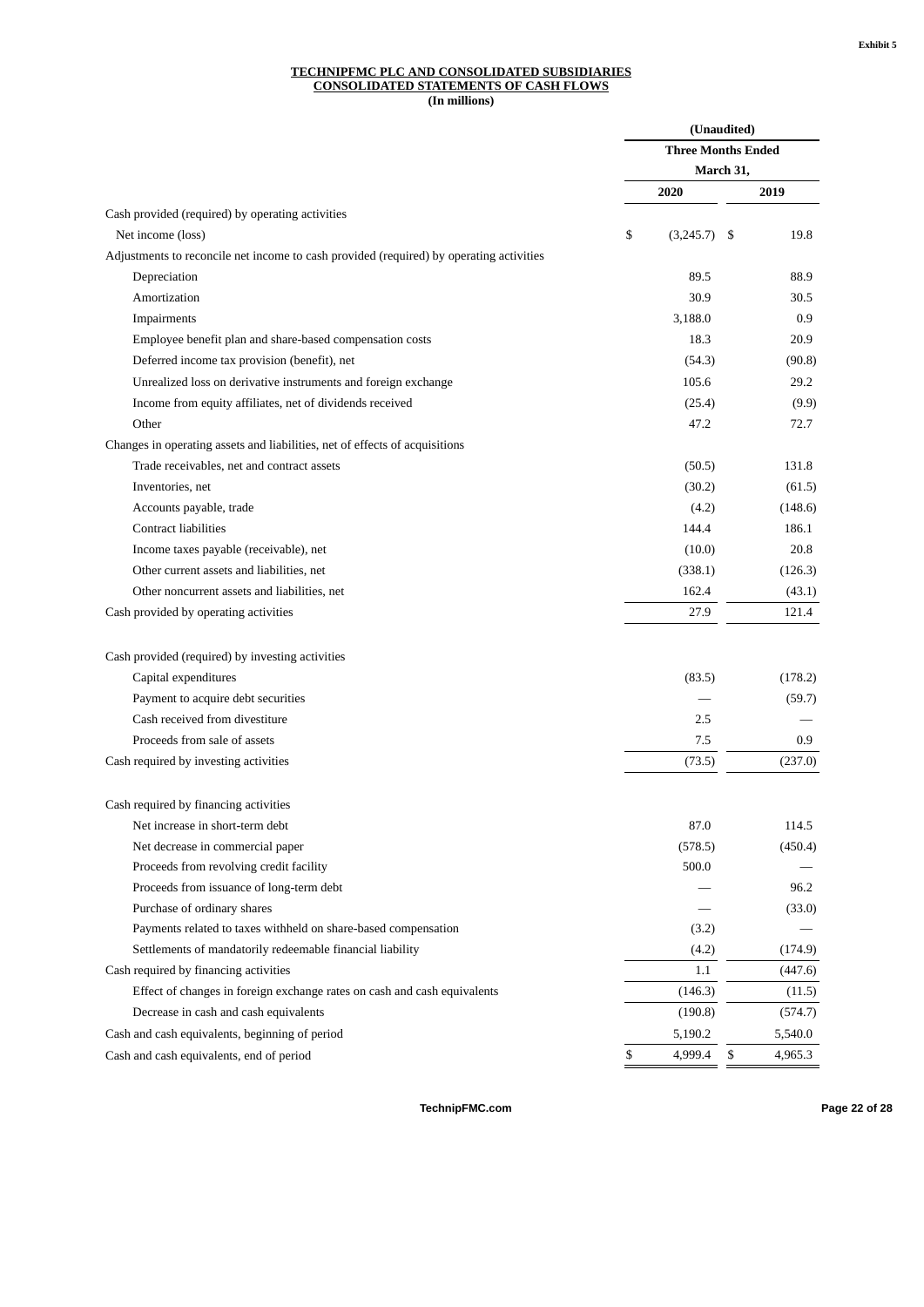Exhibit 5

**TECHNIPFMC PLC AND CONSOLIDATED SUBSIDIARIES**
**CONSOLIDATED STATEMENTS OF CASH FLOWS**
**(In millions)**

| | (Unaudited) | |
|---|---|---|
| | Three Months Ended March 31, | |
| | 2020 | 2019 |
| Cash provided (required) by operating activities | | |
| Net income (loss) | $ (3,245.7) | $ 19.8 |
| Adjustments to reconcile net income to cash provided (required) by operating activities | | |
| Depreciation | 89.5 | 88.9 |
| Amortization | 30.9 | 30.5 |
| Impairments | 3,188.0 | 0.9 |
| Employee benefit plan and share-based compensation costs | 18.3 | 20.9 |
| Deferred income tax provision (benefit), net | (54.3) | (90.8) |
| Unrealized loss on derivative instruments and foreign exchange | 105.6 | 29.2 |
| Income from equity affiliates, net of dividends received | (25.4) | (9.9) |
| Other | 47.2 | 72.7 |
| Changes in operating assets and liabilities, net of effects of acquisitions | | |
| Trade receivables, net and contract assets | (50.5) | 131.8 |
| Inventories, net | (30.2) | (61.5) |
| Accounts payable, trade | (4.2) | (148.6) |
| Contract liabilities | 144.4 | 186.1 |
| Income taxes payable (receivable), net | (10.0) | 20.8 |
| Other current assets and liabilities, net | (338.1) | (126.3) |
| Other noncurrent assets and liabilities, net | 162.4 | (43.1) |
| Cash provided by operating activities | 27.9 | 121.4 |
| | | |
| Cash provided (required) by investing activities | | |
| Capital expenditures | (83.5) | (178.2) |
| Payment to acquire debt securities | — | (59.7) |
| Cash received from divestiture | 2.5 | — |
| Proceeds from sale of assets | 7.5 | 0.9 |
| Cash required by investing activities | (73.5) | (237.0) |
| | | |
| Cash required by financing activities | | |
| Net increase in short-term debt | 87.0 | 114.5 |
| Net decrease in commercial paper | (578.5) | (450.4) |
| Proceeds from revolving credit facility | 500.0 | — |
| Proceeds from issuance of long-term debt | — | 96.2 |
| Purchase of ordinary shares | — | (33.0) |
| Payments related to taxes withheld on share-based compensation | (3.2) | — |
| Settlements of mandatorily redeemable financial liability | (4.2) | (174.9) |
| Cash required by financing activities | 1.1 | (447.6) |
| Effect of changes in foreign exchange rates on cash and cash equivalents | (146.3) | (11.5) |
| Decrease in cash and cash equivalents | (190.8) | (574.7) |
| Cash and cash equivalents, beginning of period | 5,190.2 | 5,540.0 |
| Cash and cash equivalents, end of period | $ 4,999.4 | $ 4,965.3 |

TechnipFMC.com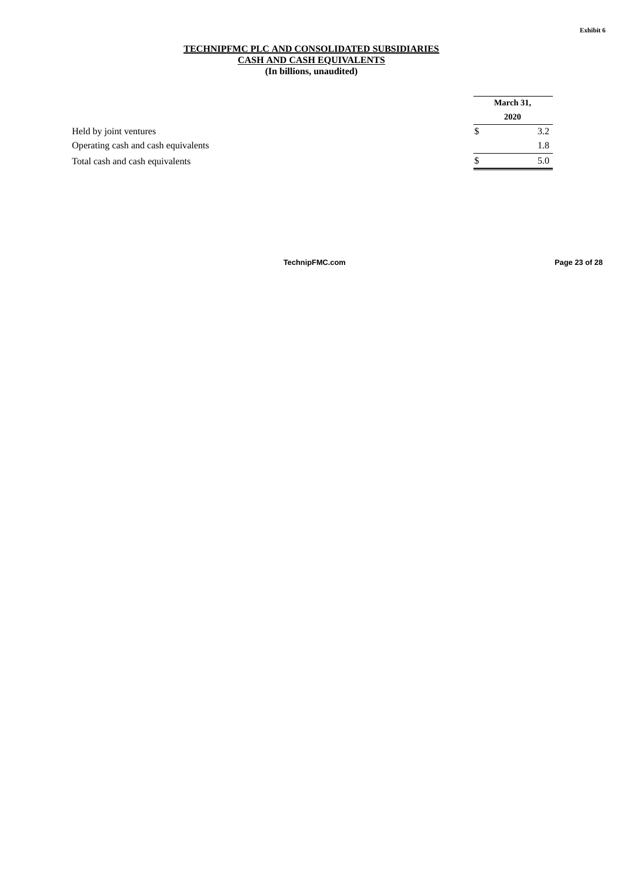Exhibit 6

**TECHNIPFMC PLC AND CONSOLIDATED SUBSIDIARIES**
**CASH AND CASH EQUIVALENTS**
**(In billions, unaudited)**

| | March 31, 2020 |
|---|---|
| Held by joint ventures | $ 3.2 |
| Operating cash and cash equivalents | 1.8 |
| Total cash and cash equivalents | $ 5.0 |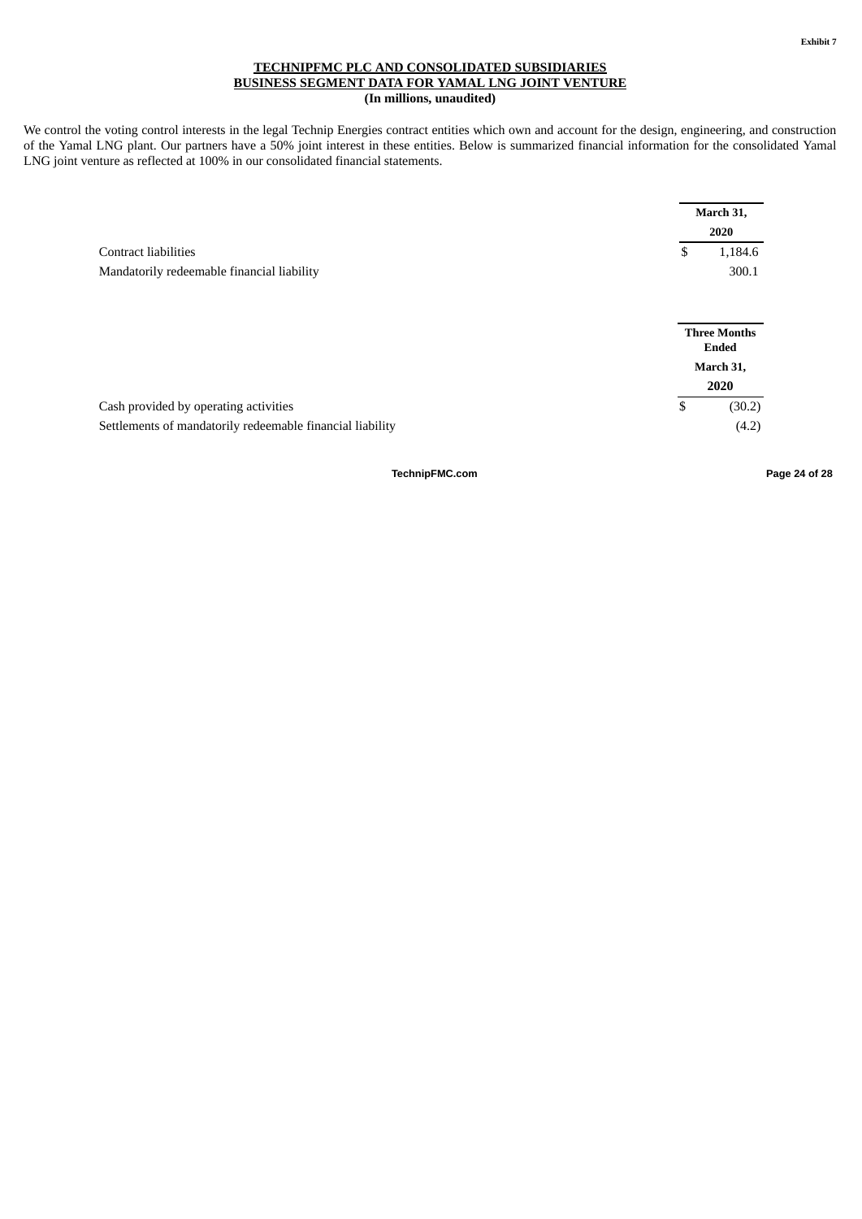Exhibit 7

**TECHNIPFMC PLC AND CONSOLIDATED SUBSIDIARIES**
**BUSINESS SEGMENT DATA FOR YAMAL LNG JOINT VENTURE**
**(In millions, unaudited)**

We control the voting control interests in the legal Technip Energies contract entities which own and account for the design, engineering, and construction of the Yamal LNG plant. Our partners have a 50% joint interest in these entities. Below is summarized financial information for the consolidated Yamal LNG joint venture as reflected at 100% in our consolidated financial statements.

| | March 31, 2020 |
|---|---|
| Contract liabilities | $ 1,184.6 |
| Mandatorily redeemable financial liability | 300.1 |

| | Three Months Ended March 31, 2020 |
|---|---|
| Cash provided by operating activities | $ (30.2) |
| Settlements of mandatorily redeemable financial liability | (4.2) |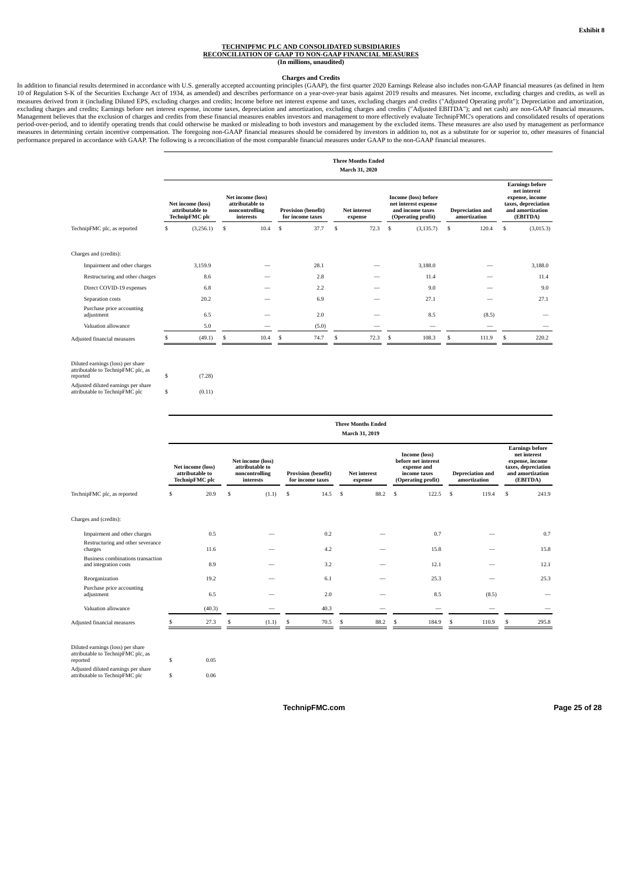**Exhibit 8**

**TECHNIPFMC PLC AND CONSOLIDATED SUBSIDIARIES**
**RECONCILIATION OF GAAP TO NON-GAAP FINANCIAL MEASURES**
**(In millions, unaudited)**

**Charges and Credits**

In addition to financial results determined in accordance with U.S. generally accepted accounting principles (GAAP), the first quarter 2020 Earnings Release also includes non-GAAP financial measures (as defined in Item 10 of Regulation S-K of the Securities Exchange Act of 1934, as amended) and describes performance on a year-over-year basis against 2019 results and measures. Net income, excluding charges and credits, as well as measures derived from it (including Diluted EPS, excluding charges and credits; Income before net interest expense and taxes, excluding charges and credits ("Adjusted Operating profit"); Depreciation and amortization, excluding charges and credits; Earnings before net interest expense, income taxes, depreciation and amortization, excluding charges and credits ("Adjusted EBITDA"); and net cash) are non-GAAP financial measures. Management believes that the exclusion of charges and credits from these financial measures enables investors and management to more effectively evaluate TechnipFMC's operations and consolidated results of operations period-over-period, and to identify operating trends that could otherwise be masked or misleading to both investors and management by the excluded items. These measures are also used by management as performance measures in determining certain incentive compensation. The foregoing non-GAAP financial measures should be considered by investors in addition to, not as a substitute for or superior to, other measures of financial performance prepared in accordance with GAAP. The following is a reconciliation of the most comparable financial measures under GAAP to the non-GAAP financial measures.

| | Three Months Ended March 31, 2020 | | | | | | |
|---|---|---|---|---|---|---|---|
| | Net income (loss) attributable to TechnipFMC plc | Net income (loss) attributable to noncontrolling interests | Provision (benefit) for income taxes | Net interest expense | Income (loss) before net interest expense and income taxes (Operating profit) | Depreciation and amortization | Earnings before net interest expense, income taxes, depreciation and amortization (EBITDA) |
| TechnipFMC plc, as reported | $ (3,256.1) | $ 10.4 | $ 37.7 | $ 72.3 | $ (3,135.7) | $ 120.4 | $ (3,015.3) |
| Charges and (credits): | | | | | | | |
| Impairment and other charges | 3,159.9 | — | 28.1 | — | 3,188.0 | — | 3,188.0 |
| Restructuring and other charges | 8.6 | — | 2.8 | — | 11.4 | — | 11.4 |
| Direct COVID-19 expenses | 6.8 | — | 2.2 | — | 9.0 | — | 9.0 |
| Separation costs | 20.2 | — | 6.9 | — | 27.1 | — | 27.1 |
| Purchase price accounting adjustment | 6.5 | — | 2.0 | — | 8.5 | (8.5) | — |
| Valuation allowance | 5.0 | — | (5.0) | — | — | — | — |
| Adjusted financial measures | $ (49.1) | $ 10.4 | $ 74.7 | $ 72.3 | $ 108.3 | $ 111.9 | $ 220.2 |
| | | | | | | | |
| Diluted earnings (loss) per share attributable to TechnipFMC plc, as reported | $ (7.28) | | | | | | |
| Adjusted diluted earnings per share attributable to TechnipFMC plc | $ (0.11) | | | | | | |

| | Three Months Ended March 31, 2019 | | | | | | |
|---|---|---|---|---|---|---|---|
| | Net income (loss) attributable to TechnipFMC plc | Net income (loss) attributable to noncontrolling interests | Provision (benefit) for income taxes | Net interest expense | Income (loss) before net interest expense and income taxes (Operating profit) | Depreciation and amortization | Earnings before net interest expense, income taxes, depreciation and amortization (EBITDA) |
| TechnipFMC plc, as reported | $ 20.9 | $ (1.1) | $ 14.5 | $ 88.2 | $ 122.5 | $ 119.4 | $ 241.9 |
| Charges and (credits): | | | | | | | |
| Impairment and other charges | 0.5 | — | 0.2 | — | 0.7 | — | 0.7 |
| Restructuring and other severance charges | 11.6 | — | 4.2 | — | 15.8 | — | 15.8 |
| Business combinations transaction and integration costs | 8.9 | — | 3.2 | — | 12.1 | — | 12.1 |
| Reorganization | 19.2 | — | 6.1 | — | 25.3 | — | 25.3 |
| Purchase price accounting adjustment | 6.5 | — | 2.0 | — | 8.5 | (8.5) | — |
| Valuation allowance | (40.3) | — | 40.3 | — | — | — | — |
| Adjusted financial measures | $ 27.3 | $ (1.1) | $ 70.5 | $ 88.2 | $ 184.9 | $ 110.9 | $ 295.8 |
| | | | | | | | |
| Diluted earnings (loss) per share attributable to TechnipFMC plc, as reported | $ 0.05 | | | | | | |
| Adjusted diluted earnings per share attributable to TechnipFMC plc | $ 0.06 | | | | | | |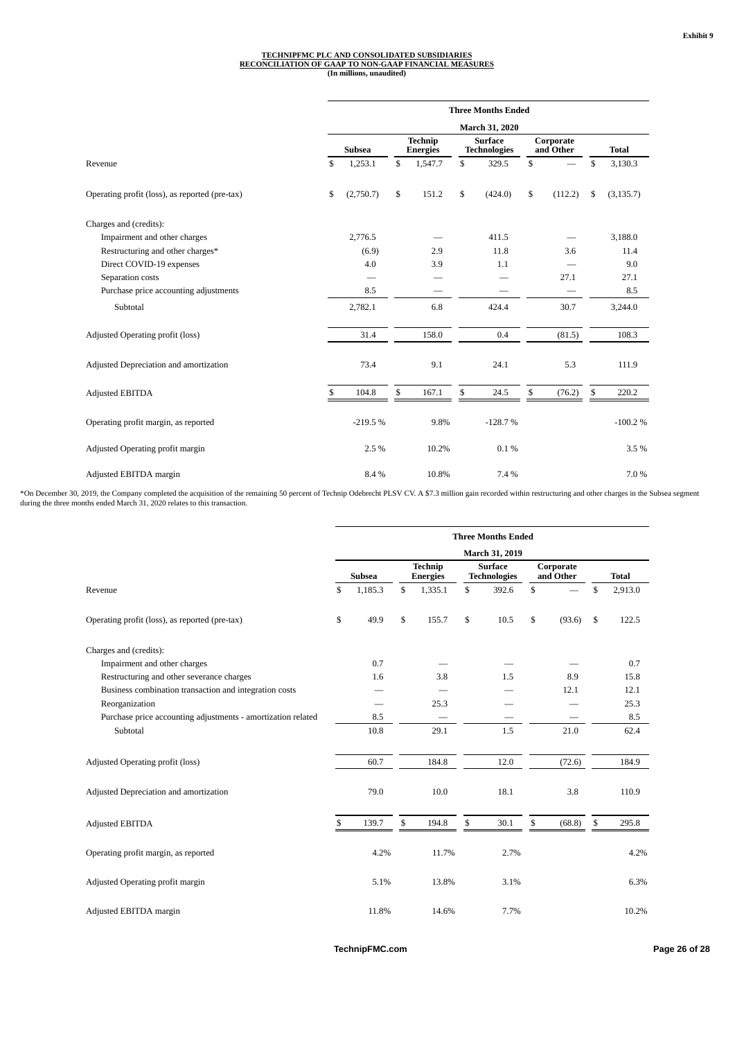Exhibit 9

**TECHNIPFMC PLC AND CONSOLIDATED SUBSIDIARIES**
**RECONCILIATION OF GAAP TO NON-GAAP FINANCIAL MEASURES**
**(In millions, unaudited)**

| | Three Months Ended March 31, 2020 | | | | |
|---|---|---|---|---|---|
| | Subsea | Technip Energies | Surface Technologies | Corporate and Other | Total |
| Revenue | $ 1,253.1 | $ 1,547.7 | $ 329.5 | $ — | $ 3,130.3 |
| Operating profit (loss), as reported (pre-tax) | $ (2,750.7) | $ 151.2 | $ (424.0) | $ (112.2) | $ (3,135.7) |
| Charges and (credits): | | | | | |
| Impairment and other charges | 2,776.5 | — | 411.5 | — | 3,188.0 |
| Restructuring and other charges* | (6.9) | 2.9 | 11.8 | 3.6 | 11.4 |
| Direct COVID-19 expenses | 4.0 | 3.9 | 1.1 | — | 9.0 |
| Separation costs | — | — | — | 27.1 | 27.1 |
| Purchase price accounting adjustments | 8.5 | — | — | — | 8.5 |
| Subtotal | 2,782.1 | 6.8 | 424.4 | 30.7 | 3,244.0 |
| Adjusted Operating profit (loss) | 31.4 | 158.0 | 0.4 | (81.5) | 108.3 |
| Adjusted Depreciation and amortization | 73.4 | 9.1 | 24.1 | 5.3 | 111.9 |
| Adjusted EBITDA | $ 104.8 | $ 167.1 | $ 24.5 | $ (76.2) | $ 220.2 |
| Operating profit margin, as reported | -219.5 % | 9.8% | -128.7 % | | -100.2 % |
| Adjusted Operating profit margin | 2.5 % | 10.2% | 0.1 % | | 3.5 % |
| Adjusted EBITDA margin | 8.4 % | 10.8% | 7.4 % | | 7.0 % |

*On December 30, 2019, the Company completed the acquisition of the remaining 50 percent of Technip Odebrecht PLSV CV. A $7.3 million gain recorded within restructuring and other charges in the Subsea segment during the three months ended March 31, 2020 relates to this transaction.

| | Three Months Ended March 31, 2019 | | | | |
|---|---|---|---|---|---|
| | Subsea | Technip Energies | Surface Technologies | Corporate and Other | Total |
| Revenue | $ 1,185.3 | $ 1,335.1 | $ 392.6 | $ — | $ 2,913.0 |
| Operating profit (loss), as reported (pre-tax) | $ 49.9 | $ 155.7 | $ 10.5 | $ (93.6) | $ 122.5 |
| Charges and (credits): | | | | | |
| Impairment and other charges | 0.7 | — | — | — | 0.7 |
| Restructuring and other severance charges | 1.6 | 3.8 | 1.5 | 8.9 | 15.8 |
| Business combination transaction and integration costs | — | — | — | 12.1 | 12.1 |
| Reorganization | — | 25.3 | — | — | 25.3 |
| Purchase price accounting adjustments - amortization related | 8.5 | — | — | — | 8.5 |
| Subtotal | 10.8 | 29.1 | 1.5 | 21.0 | 62.4 |
| Adjusted Operating profit (loss) | 60.7 | 184.8 | 12.0 | (72.6) | 184.9 |
| Adjusted Depreciation and amortization | 79.0 | 10.0 | 18.1 | 3.8 | 110.9 |
| Adjusted EBITDA | $ 139.7 | $ 194.8 | $ 30.1 | $ (68.8) | $ 295.8 |
| Operating profit margin, as reported | 4.2% | 11.7% | 2.7% | | 4.2% |
| Adjusted Operating profit margin | 5.1% | 13.8% | 3.1% | | 6.3% |
| Adjusted EBITDA margin | 11.8% | 14.6% | 7.7% | | 10.2% |

TechnipFMC.com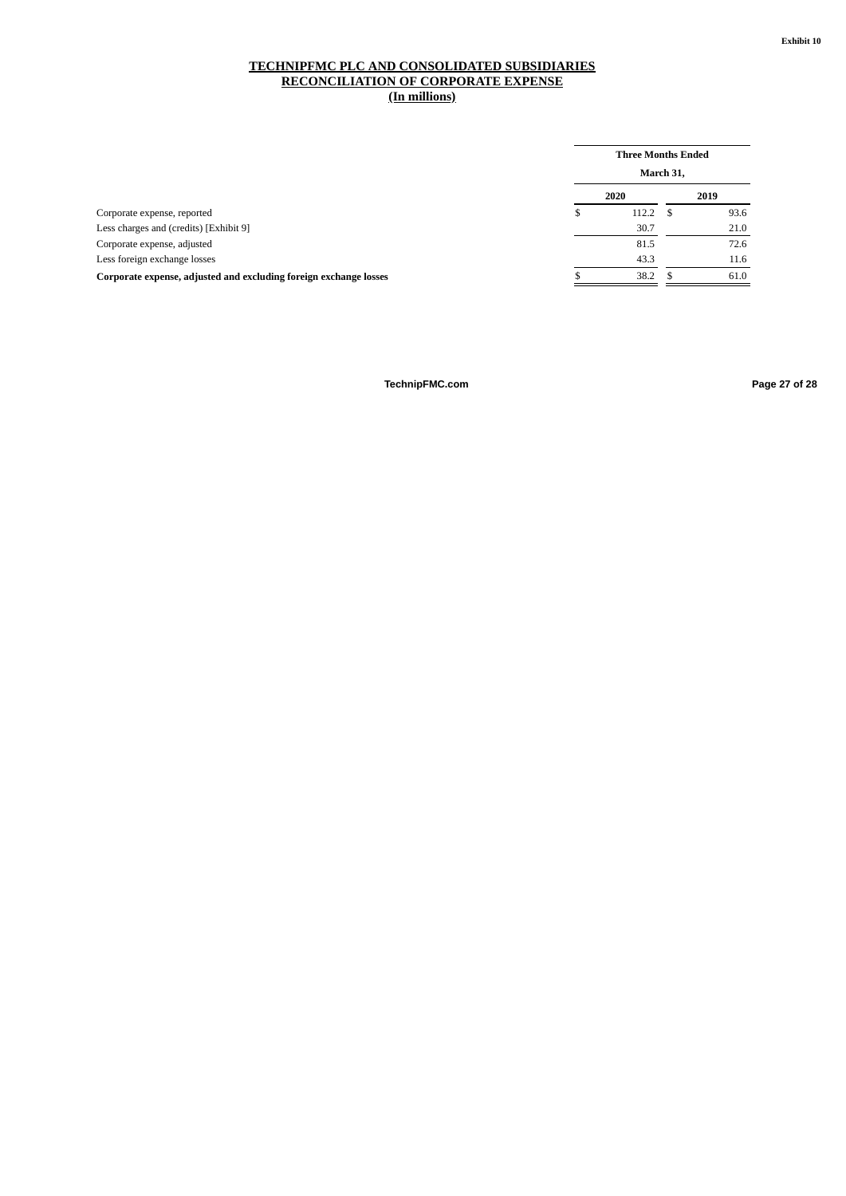Exhibit 10

# TECHNIPFMC PLC AND CONSOLIDATED SUBSIDIARIES
## RECONCILIATION OF CORPORATE EXPENSE
### (In millions)

| | Three Months Ended March 31, | |
|---|---|---|
| | 2020 | 2019 |
| Corporate expense, reported | $ 112.2 | $ 93.6 |
| Less charges and (credits) [Exhibit 9] | 30.7 | 21.0 |
| Corporate expense, adjusted | 81.5 | 72.6 |
| Less foreign exchange losses | 43.3 | 11.6 |
| **Corporate expense, adjusted and excluding foreign exchange losses** | $ 38.2 | $ 61.0 |

TechnipFMC.com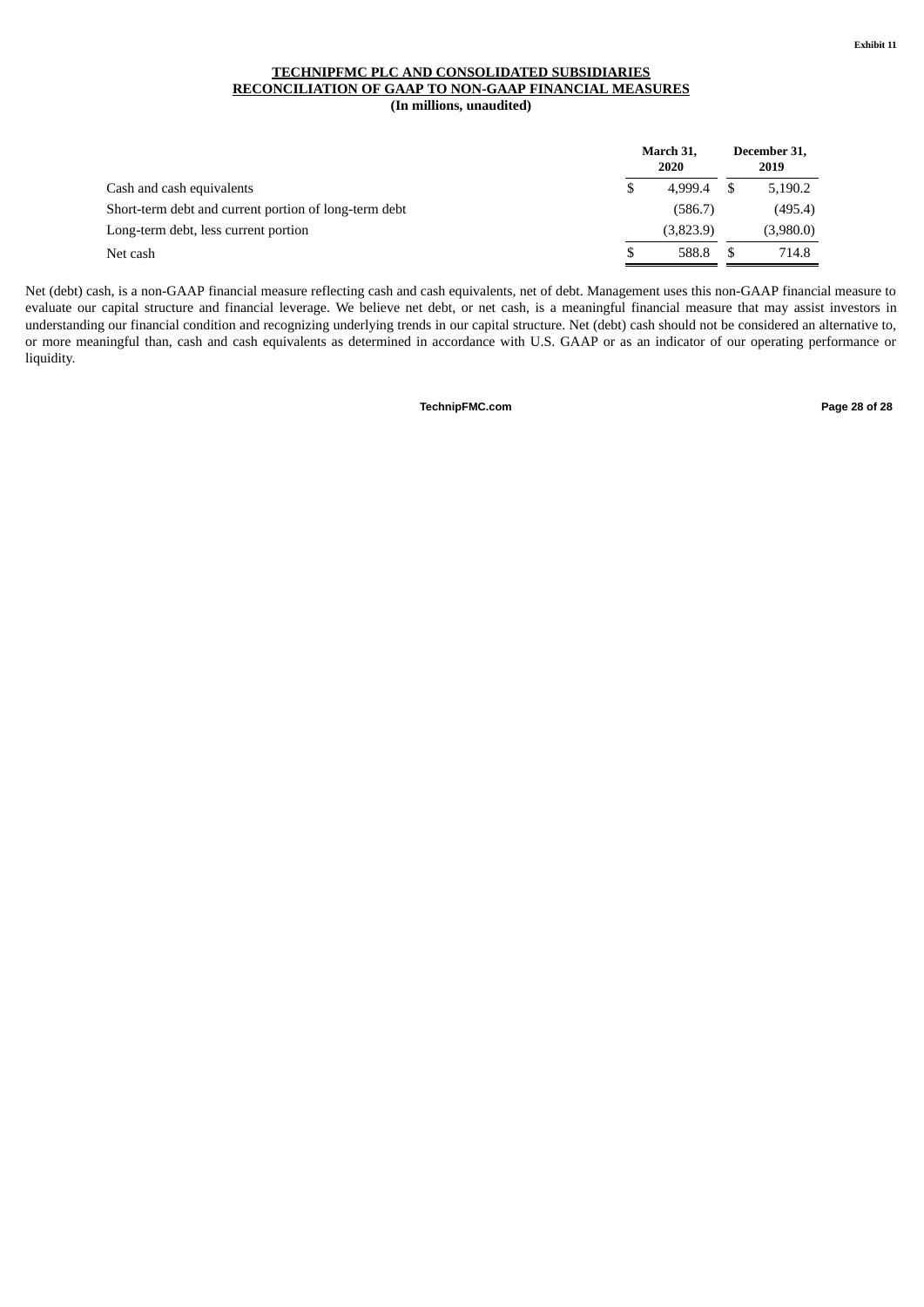Exhibit 11

**TECHNIPFMC PLC AND CONSOLIDATED SUBSIDIARIES**
**RECONCILIATION OF GAAP TO NON-GAAP FINANCIAL MEASURES**
**(In millions, unaudited)**

| | March 31, 2020 | December 31, 2019 |
|---|---|---|
| Cash and cash equivalents | $ 4,999.4 | $ 5,190.2 |
| Short-term debt and current portion of long-term debt | (586.7) | (495.4) |
| Long-term debt, less current portion | (3,823.9) | (3,980.0) |
| Net cash | $ 588.8 | $ 714.8 |

Net (debt) cash, is a non-GAAP financial measure reflecting cash and cash equivalents, net of debt. Management uses this non-GAAP financial measure to evaluate our capital structure and financial leverage. We believe net debt, or net cash, is a meaningful financial measure that may assist investors in understanding our financial condition and recognizing underlying trends in our capital structure. Net (debt) cash should not be considered an alternative to, or more meaningful than, cash and cash equivalents as determined in accordance with U.S. GAAP or as an indicator of our operating performance or liquidity.

TechnipFMC.com